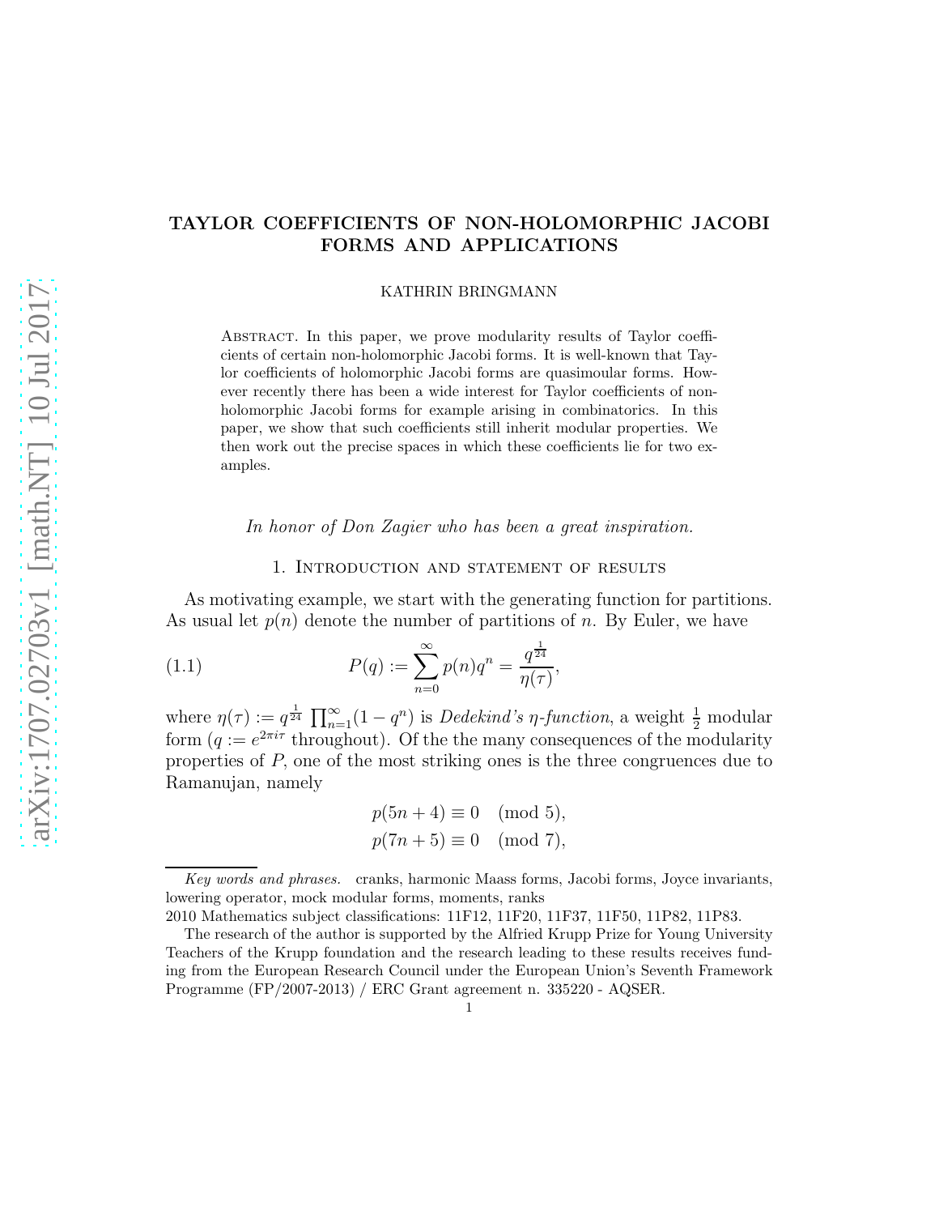# TAYLOR COEFFICIENTS OF NON-HOLOMORPHIC JACOBI FORMS AND APPLICATIONS

KATHRIN BRINGMANN

Abstract. In this paper, we prove modularity results of Taylor coefficients of certain non-holomorphic Jacobi forms. It is well-known that Taylor coefficients of holomorphic Jacobi forms are quasimoular forms. However recently there has been a wide interest for Taylor coefficients of non-holomorphic Jacobi forms for example arising in combinatorics. In this paper, we show that such coefficients still inherit modular properties. We then work out the precise spaces in which these coefficients lie for two examples.

*In honor of Don Zagier who has been a great inspiration.*

## 1. Introduction and statement of results

As motivating example, we start with the generating function for partitions. As usual let $p(n)$ denote the number of partitions of $n$. By Euler, we have

$$P(q) := \sum_{n=0}^{\infty} p(n) q^n = \frac{q^{\frac{1}{24}}}{\eta(\tau)}, \tag{1.1}$$

where $\eta(\tau) := q^{\frac{1}{24}} \prod_{n=1}^{\infty}(1-q^n)$ is *Dedekind's $\eta$-function*, a weight $\frac{1}{2}$ modular form ($q := e^{2\pi i \tau}$ throughout). Of the the many consequences of the modularity properties of $P$, one of the most striking ones is the three congruences due to Ramanujan, namely

$$p(5n+4) \equiv 0 \pmod{5},$$
$$p(7n+5) \equiv 0 \pmod{7},$$

*Key words and phrases.* cranks, harmonic Maass forms, Jacobi forms, Joyce invariants, lowering operator, mock modular forms, moments, ranks

2010 Mathematics subject classifications: 11F12, 11F20, 11F37, 11F50, 11P82, 11P83.

The research of the author is supported by the Alfried Krupp Prize for Young University Teachers of the Krupp foundation and the research leading to these results receives funding from the European Research Council under the European Union's Seventh Framework Programme (FP/2007-2013) / ERC Grant agreement n. 335220 - AQSER.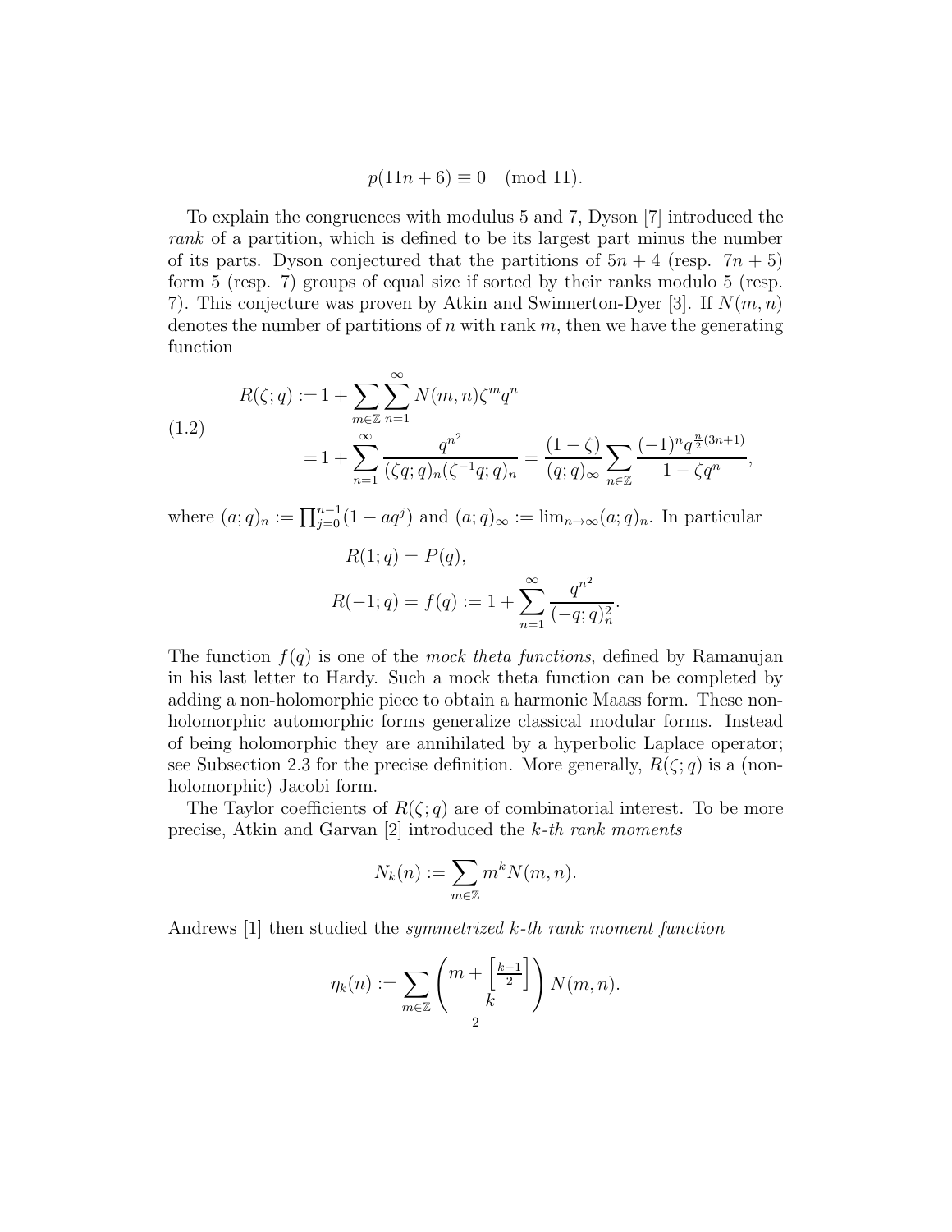$$p(11n+6) \equiv 0 \pmod{11}.$$

To explain the congruences with modulus 5 and 7, Dyson [7] introduced the *rank* of a partition, which is defined to be its largest part minus the number of its parts. Dyson conjectured that the partitions of $5n+4$ (resp. $7n+5$) form 5 (resp. 7) groups of equal size if sorted by their ranks modulo 5 (resp. 7). This conjecture was proven by Atkin and Swinnerton-Dyer [3]. If $N(m,n)$ denotes the number of partitions of $n$ with rank $m$, then we have the generating function

$$\begin{aligned} R(\zeta;q) &:= 1 + \sum_{m\in\mathbb{Z}}\sum_{n=1}^{\infty} N(m,n)\zeta^m q^n \\ &= 1 + \sum_{n=1}^{\infty} \frac{q^{n^2}}{(\zeta q;q)_n(\zeta^{-1}q;q)_n} = \frac{(1-\zeta)}{(q;q)_\infty}\sum_{n\in\mathbb{Z}} \frac{(-1)^n q^{\frac{n}{2}(3n+1)}}{1-\zeta q^n}, \end{aligned} \tag{1.2}$$

where $(a;q)_n := \prod_{j=0}^{n-1}(1-aq^j)$ and $(a;q)_\infty := \lim_{n\to\infty}(a;q)_n$. In particular

$$\begin{aligned} R(1;q) &= P(q), \\ R(-1;q) &= f(q) := 1 + \sum_{n=1}^{\infty} \frac{q^{n^2}}{(-q;q)_n^2}. \end{aligned}$$

The function $f(q)$ is one of the *mock theta functions*, defined by Ramanujan in his last letter to Hardy. Such a mock theta function can be completed by adding a non-holomorphic piece to obtain a harmonic Maass form. These non-holomorphic automorphic forms generalize classical modular forms. Instead of being holomorphic they are annihilated by a hyperbolic Laplace operator; see Subsection 2.3 for the precise definition. More generally, $R(\zeta;q)$ is a (non-holomorphic) Jacobi form.

The Taylor coefficients of $R(\zeta;q)$ are of combinatorial interest. To be more precise, Atkin and Garvan [2] introduced the *k-th rank moments*

$$N_k(n) := \sum_{m\in\mathbb{Z}} m^k N(m,n).$$

Andrews [1] then studied the *symmetrized k-th rank moment function*

$$\eta_k(n) := \sum_{m\in\mathbb{Z}} \binom{m + \left[\frac{k-1}{2}\right]}{k} N(m,n).$$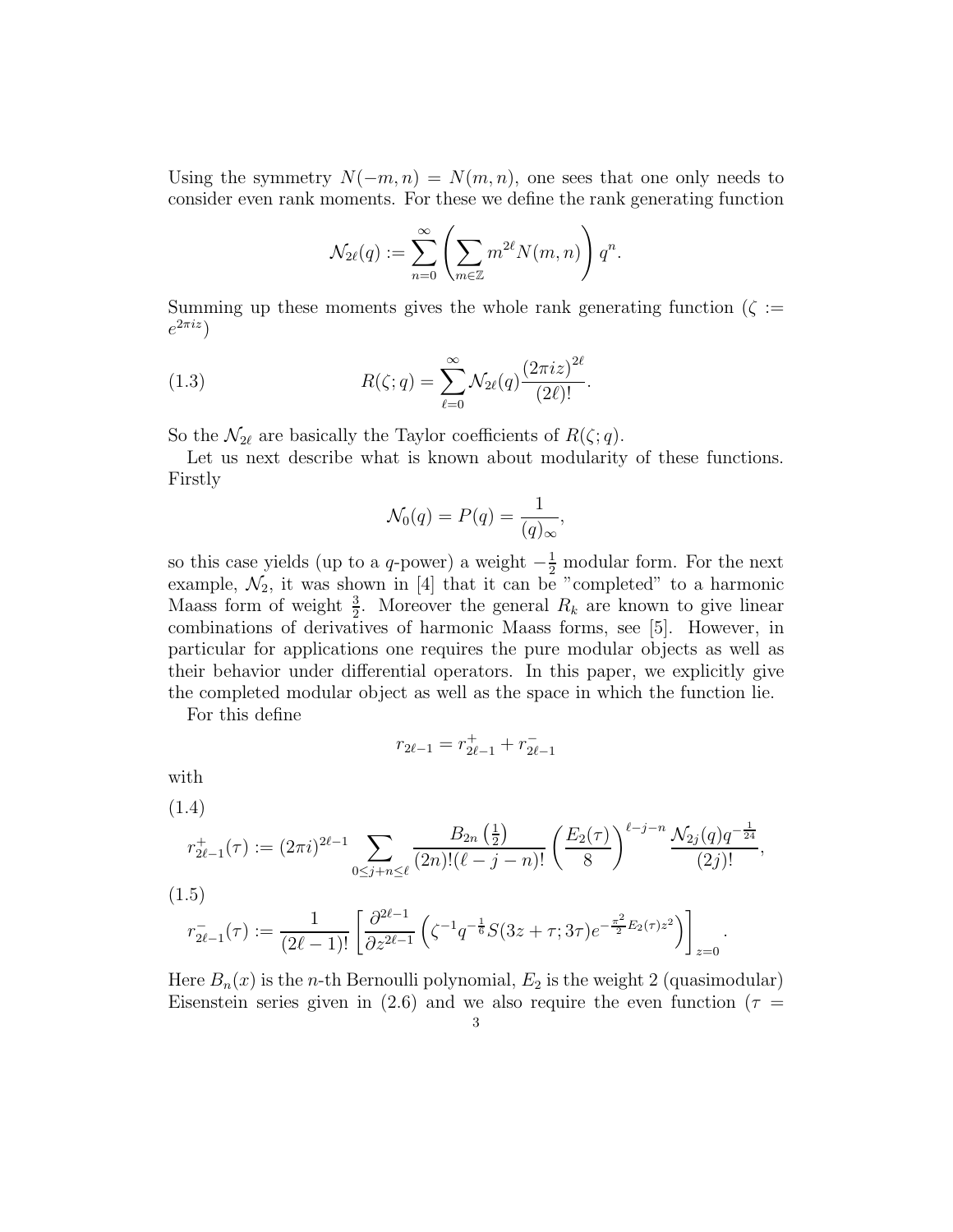Using the symmetry $N(-m,n) = N(m,n)$, one sees that one only needs to consider even rank moments. For these we define the rank generating function

$$\mathcal{N}_{2\ell}(q) := \sum_{n=0}^{\infty} \left( \sum_{m \in \mathbb{Z}} m^{2\ell} N(m,n) \right) q^n.$$

Summing up these moments gives the whole rank generating function ($\zeta := e^{2\pi i z}$)

$$R(\zeta; q) = \sum_{\ell=0}^{\infty} \mathcal{N}_{2\ell}(q) \frac{(2\pi i z)^{2\ell}}{(2\ell)!}. \tag{1.3}$$

So the $\mathcal{N}_{2\ell}$ are basically the Taylor coefficients of $R(\zeta; q)$.

Let us next describe what is known about modularity of these functions. Firstly

$$\mathcal{N}_0(q) = P(q) = \frac{1}{(q)_\infty},$$

so this case yields (up to a $q$-power) a weight $-\frac{1}{2}$ modular form. For the next example, $\mathcal{N}_2$, it was shown in [4] that it can be "completed" to a harmonic Maass form of weight $\frac{3}{2}$. Moreover the general $R_k$ are known to give linear combinations of derivatives of harmonic Maass forms, see [5]. However, in particular for applications one requires the pure modular objects as well as their behavior under differential operators. In this paper, we explicitly give the completed modular object as well as the space in which the function lie.

For this define

$$r_{2\ell-1} = r_{2\ell-1}^{+} + r_{2\ell-1}^{-}$$

with

$$r_{2\ell-1}^{+}(\tau) := (2\pi i)^{2\ell-1} \sum_{0 \le j+n \le \ell} \frac{B_{2n}\left(\frac{1}{2}\right)}{(2n)!(\ell-j-n)!} \left( \frac{E_2(\tau)}{8} \right)^{\ell-j-n} \frac{\mathcal{N}_{2j}(q) q^{-\frac{1}{24}}}{(2j)!}, \tag{1.4}$$

$$r_{2\ell-1}^{-}(\tau) := \frac{1}{(2\ell-1)!} \left[ \frac{\partial^{2\ell-1}}{\partial z^{2\ell-1}} \left( \zeta^{-1} q^{-\frac{1}{6}} S(3z+\tau; 3\tau) e^{-\frac{\pi^2}{2} E_2(\tau) z^2} \right) \right]_{z=0}. \tag{1.5}$$

Here $B_n(x)$ is the $n$-th Bernoulli polynomial, $E_2$ is the weight 2 (quasimodular) Eisenstein series given in (2.6) and we also require the even function ($\tau =$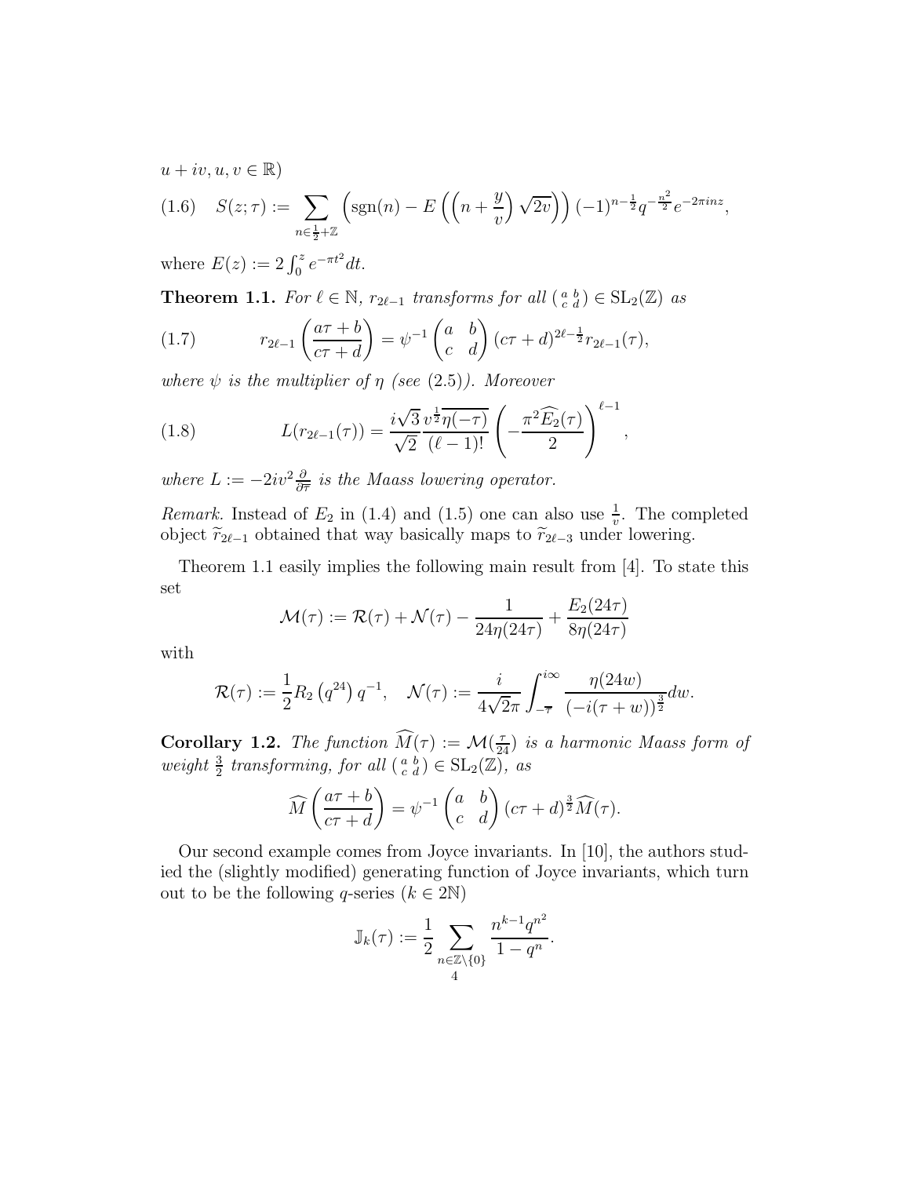$u + iv, u, v \in \mathbb{R}$)

$$S(z;\tau) := \sum_{n\in\frac{1}{2}+\mathbb{Z}} \left(\operatorname{sgn}(n) - E\left(\left(n+\frac{y}{v}\right)\sqrt{2v}\right)\right)(-1)^{n-\frac{1}{2}} q^{-\frac{n^2}{2}} e^{-2\pi i n z}, \tag{1.6}$$

where $E(z) := 2\int_0^z e^{-\pi t^2} dt$.

**Theorem 1.1.** *For $\ell \in \mathbb{N}$, $r_{2\ell-1}$ transforms for all $\left(\begin{smallmatrix} a & b \\ c & d \end{smallmatrix}\right) \in \mathrm{SL}_2(\mathbb{Z})$ as*

$$r_{2\ell-1}\left(\frac{a\tau+b}{c\tau+d}\right) = \psi^{-1}\begin{pmatrix} a & b \\ c & d \end{pmatrix} (c\tau+d)^{2\ell-\frac{1}{2}} r_{2\ell-1}(\tau), \tag{1.7}$$

*where $\psi$ is the multiplier of $\eta$ (see (2.5)). Moreover*

$$L(r_{2\ell-1}(\tau)) = \frac{i\sqrt{3}}{\sqrt{2}} \frac{v^{\frac{1}{2}}\overline{\eta(-\tau)}}{(\ell-1)!} \left(-\frac{\pi^2 \widehat{E_2}(\tau)}{2}\right)^{\ell-1}, \tag{1.8}$$

*where $L := -2iv^2\frac{\partial}{\partial\overline{\tau}}$ is the Maass lowering operator.*

*Remark.* Instead of $E_2$ in (1.4) and (1.5) one can also use $\frac{1}{v}$. The completed object $\widetilde{r}_{2\ell-1}$ obtained that way basically maps to $\widetilde{r}_{2\ell-3}$ under lowering.

Theorem 1.1 easily implies the following main result from [4]. To state this set

$$\mathcal{M}(\tau) := \mathcal{R}(\tau) + \mathcal{N}(\tau) - \frac{1}{24\eta(24\tau)} + \frac{E_2(24\tau)}{8\eta(24\tau)}$$

with

$$\mathcal{R}(\tau) := \frac{1}{2} R_2\left(q^{24}\right) q^{-1}, \quad \mathcal{N}(\tau) := \frac{i}{4\sqrt{2}\pi} \int_{-\overline{\tau}}^{i\infty} \frac{\eta(24w)}{(-i(\tau+w))^{\frac{3}{2}}} dw.$$

**Corollary 1.2.** *The function $\widehat{M}(\tau) := \mathcal{M}(\frac{\tau}{24})$ is a harmonic Maass form of weight $\frac{3}{2}$ transforming, for all $\left(\begin{smallmatrix} a & b \\ c & d \end{smallmatrix}\right) \in \mathrm{SL}_2(\mathbb{Z})$, as*

$$\widehat{M}\left(\frac{a\tau+b}{c\tau+d}\right) = \psi^{-1}\begin{pmatrix} a & b \\ c & d \end{pmatrix} (c\tau+d)^{\frac{3}{2}} \widehat{M}(\tau).$$

Our second example comes from Joyce invariants. In [10], the authors studied the (slightly modified) generating function of Joyce invariants, which turn out to be the following $q$-series ($k \in 2\mathbb{N}$)

$$\mathbb{J}_k(\tau) := \frac{1}{2} \sum_{n\in\mathbb{Z}\setminus\{0\}} \frac{n^{k-1} q^{n^2}}{1-q^n}.$$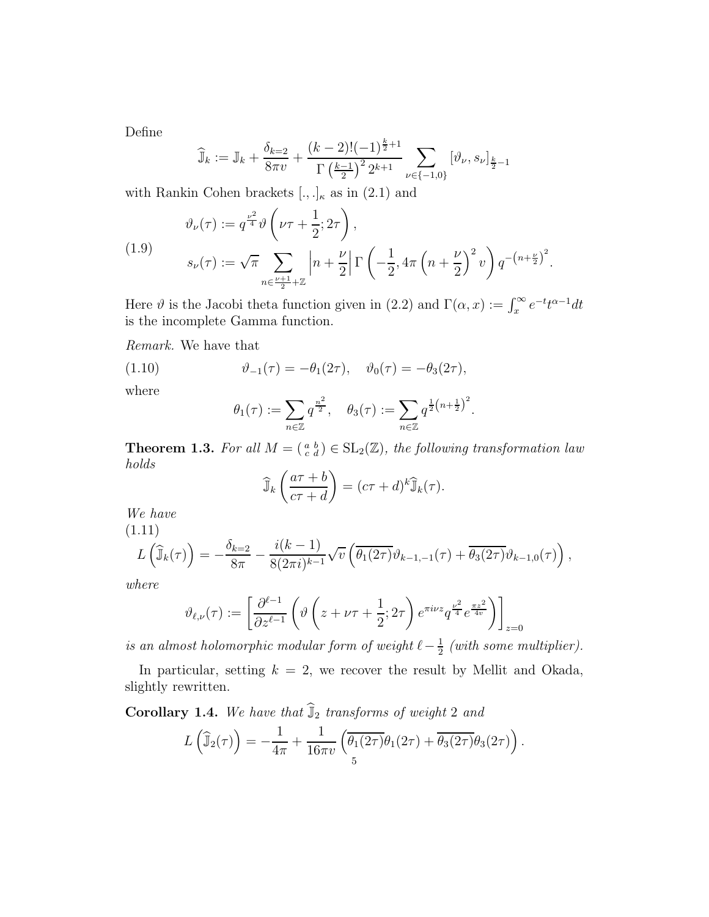Define

$$\widehat{\mathbb{J}}_k := \mathbb{J}_k + \frac{\delta_{k=2}}{8\pi v} + \frac{(k-2)!(-1)^{\frac{k}{2}+1}}{\Gamma\left(\frac{k-1}{2}\right)^2 2^{k+1}} \sum_{\nu\in\{-1,0\}} [\vartheta_\nu, s_\nu]_{\frac{k}{2}-1}$$

with Rankin Cohen brackets $[.,.]_\kappa$ as in (2.1) and

$$\text{(1.9)}\qquad \begin{aligned} \vartheta_\nu(\tau) &:= q^{\frac{\nu^2}{4}} \vartheta\left(\nu\tau + \frac{1}{2}; 2\tau\right), \\ s_\nu(\tau) &:= \sqrt{\pi} \sum_{n\in\frac{\nu+1}{2}+\mathbb{Z}} \left|n + \frac{\nu}{2}\right| \Gamma\left(-\frac{1}{2}, 4\pi\left(n+\frac{\nu}{2}\right)^2 v\right) q^{-\left(n+\frac{\nu}{2}\right)^2}. \end{aligned}$$

Here $\vartheta$ is the Jacobi theta function given in (2.2) and $\Gamma(\alpha, x) := \int_x^\infty e^{-t}t^{\alpha-1}dt$ is the incomplete Gamma function.

*Remark.* We have that

$$\text{(1.10)}\qquad \vartheta_{-1}(\tau) = -\theta_1(2\tau), \quad \vartheta_0(\tau) = -\theta_3(2\tau),$$

where

$$\theta_1(\tau) := \sum_{n\in\mathbb{Z}} q^{\frac{n^2}{2}}, \quad \theta_3(\tau) := \sum_{n\in\mathbb{Z}} q^{\frac{1}{2}\left(n+\frac{1}{2}\right)^2}.$$

**Theorem 1.3.** *For all $M = \left(\begin{smallmatrix} a & b \\ c & d \end{smallmatrix}\right) \in \mathrm{SL}_2(\mathbb{Z})$, the following transformation law holds*

$$\widehat{\mathbb{J}}_k\left(\frac{a\tau+b}{c\tau+d}\right) = (c\tau+d)^k \widehat{\mathbb{J}}_k(\tau).$$

*We have*

$$\text{(1.11)}\qquad L\left(\widehat{\mathbb{J}}_k(\tau)\right) = -\frac{\delta_{k=2}}{8\pi} - \frac{i(k-1)}{8(2\pi i)^{k-1}}\sqrt{v}\left(\overline{\theta_1(2\tau)}\vartheta_{k-1,-1}(\tau) + \overline{\theta_3(2\tau)}\vartheta_{k-1,0}(\tau)\right),$$

*where*

$$\vartheta_{\ell,\nu}(\tau) := \left[\frac{\partial^{\ell-1}}{\partial z^{\ell-1}}\left(\vartheta\left(z+\nu\tau+\frac{1}{2}; 2\tau\right) e^{\pi i\nu z} q^{\frac{\nu^2}{4}} e^{\frac{\pi z^2}{4v}}\right)\right]_{z=0}$$

*is an almost holomorphic modular form of weight $\ell - \frac{1}{2}$ (with some multiplier).*

In particular, setting $k = 2$, we recover the result by Mellit and Okada, slightly rewritten.

**Corollary 1.4.** *We have that $\widehat{\mathbb{J}}_2$ transforms of weight 2 and*

$$L\left(\widehat{\mathbb{J}}_2(\tau)\right) = -\frac{1}{4\pi} + \frac{1}{16\pi v}\left(\overline{\theta_1(2\tau)}\theta_1(2\tau) + \overline{\theta_3(2\tau)}\theta_3(2\tau)\right).$$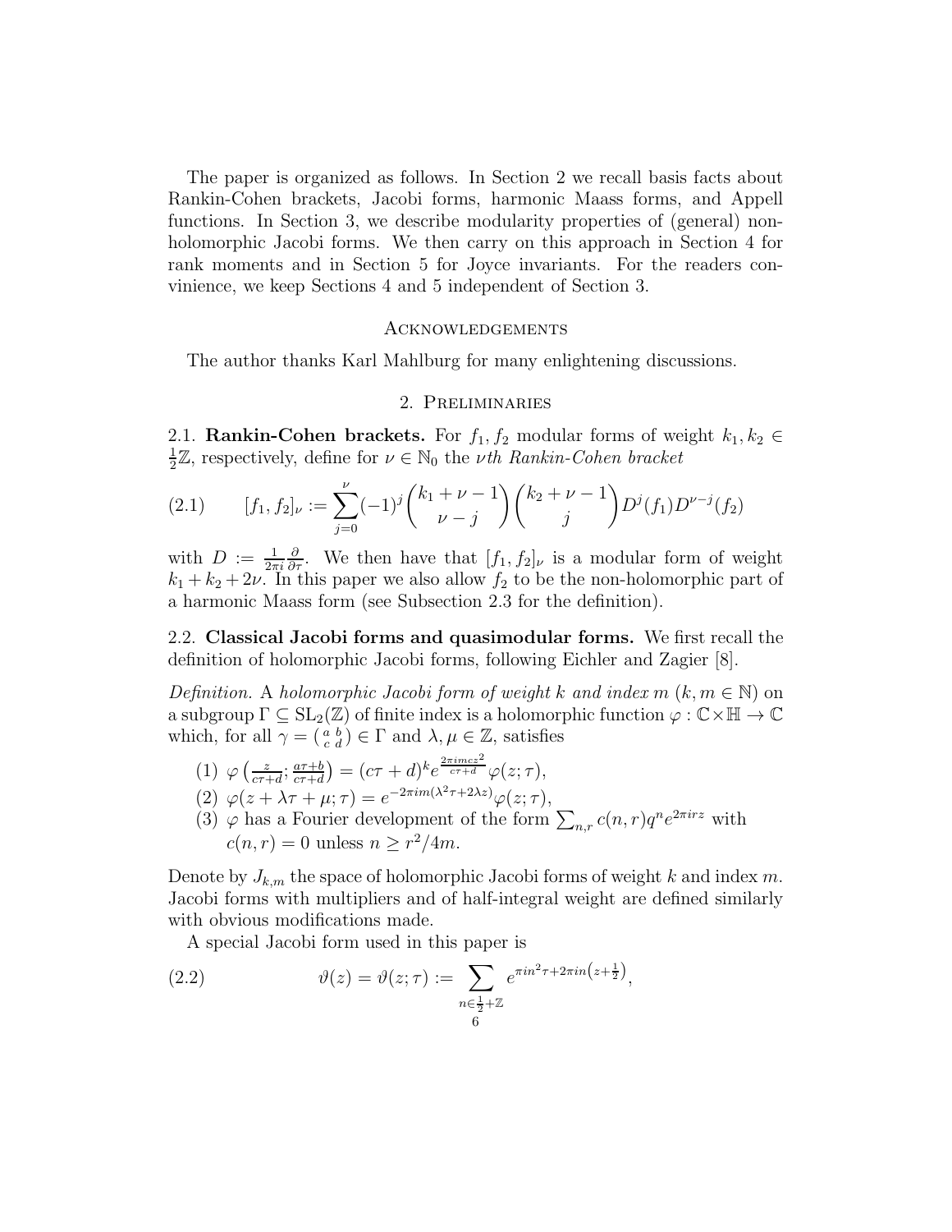The paper is organized as follows. In Section 2 we recall basis facts about Rankin-Cohen brackets, Jacobi forms, harmonic Maass forms, and Appell functions. In Section 3, we describe modularity properties of (general) non-holomorphic Jacobi forms. We then carry on this approach in Section 4 for rank moments and in Section 5 for Joyce invariants. For the readers convinience, we keep Sections 4 and 5 independent of Section 3.

## Acknowledgements

The author thanks Karl Mahlburg for many enlightening discussions.

## 2. Preliminaries

2.1. **Rankin-Cohen brackets.** For $f_1, f_2$ modular forms of weight $k_1, k_2 \in \frac{1}{2}\mathbb{Z}$, respectively, define for $\nu \in \mathbb{N}_0$ the *$\nu$th Rankin-Cohen bracket*

$$
[f_1, f_2]_\nu := \sum_{j=0}^{\nu} (-1)^j \binom{k_1+\nu-1}{\nu-j}\binom{k_2+\nu-1}{j} D^j(f_1) D^{\nu-j}(f_2) \tag{2.1}
$$

with $D := \frac{1}{2\pi i}\frac{\partial}{\partial \tau}$. We then have that $[f_1, f_2]_\nu$ is a modular form of weight $k_1 + k_2 + 2\nu$. In this paper we also allow $f_2$ to be the non-holomorphic part of a harmonic Maass form (see Subsection 2.3 for the definition).

2.2. **Classical Jacobi forms and quasimodular forms.** We first recall the definition of holomorphic Jacobi forms, following Eichler and Zagier [8].

*Definition.* A *holomorphic Jacobi form of weight $k$ and index $m$* ($k, m \in \mathbb{N}$) on a subgroup $\Gamma \subseteq \mathrm{SL}_2(\mathbb{Z})$ of finite index is a holomorphic function $\varphi : \mathbb{C} \times \mathbb{H} \to \mathbb{C}$ which, for all $\gamma = \left(\begin{smallmatrix} a & b \\ c & d \end{smallmatrix}\right) \in \Gamma$ and $\lambda, \mu \in \mathbb{Z}$, satisfies

(1) $\varphi\left(\frac{z}{c\tau+d}; \frac{a\tau+b}{c\tau+d}\right) = (c\tau+d)^k e^{\frac{2\pi i m c z^2}{c\tau+d}} \varphi(z;\tau)$,

(2) $\varphi(z + \lambda\tau + \mu; \tau) = e^{-2\pi i m(\lambda^2\tau + 2\lambda z)} \varphi(z;\tau)$,

(3) $\varphi$ has a Fourier development of the form $\sum_{n,r} c(n,r) q^n e^{2\pi i r z}$ with $c(n,r) = 0$ unless $n \geq r^2/4m$.

Denote by $J_{k,m}$ the space of holomorphic Jacobi forms of weight $k$ and index $m$. Jacobi forms with multipliers and of half-integral weight are defined similarly with obvious modifications made.

A special Jacobi form used in this paper is

$$
\vartheta(z) = \vartheta(z;\tau) := \sum_{n \in \frac{1}{2}+\mathbb{Z}} e^{\pi i n^2 \tau + 2\pi i n\left(z+\frac{1}{2}\right)}, \tag{2.2}
$$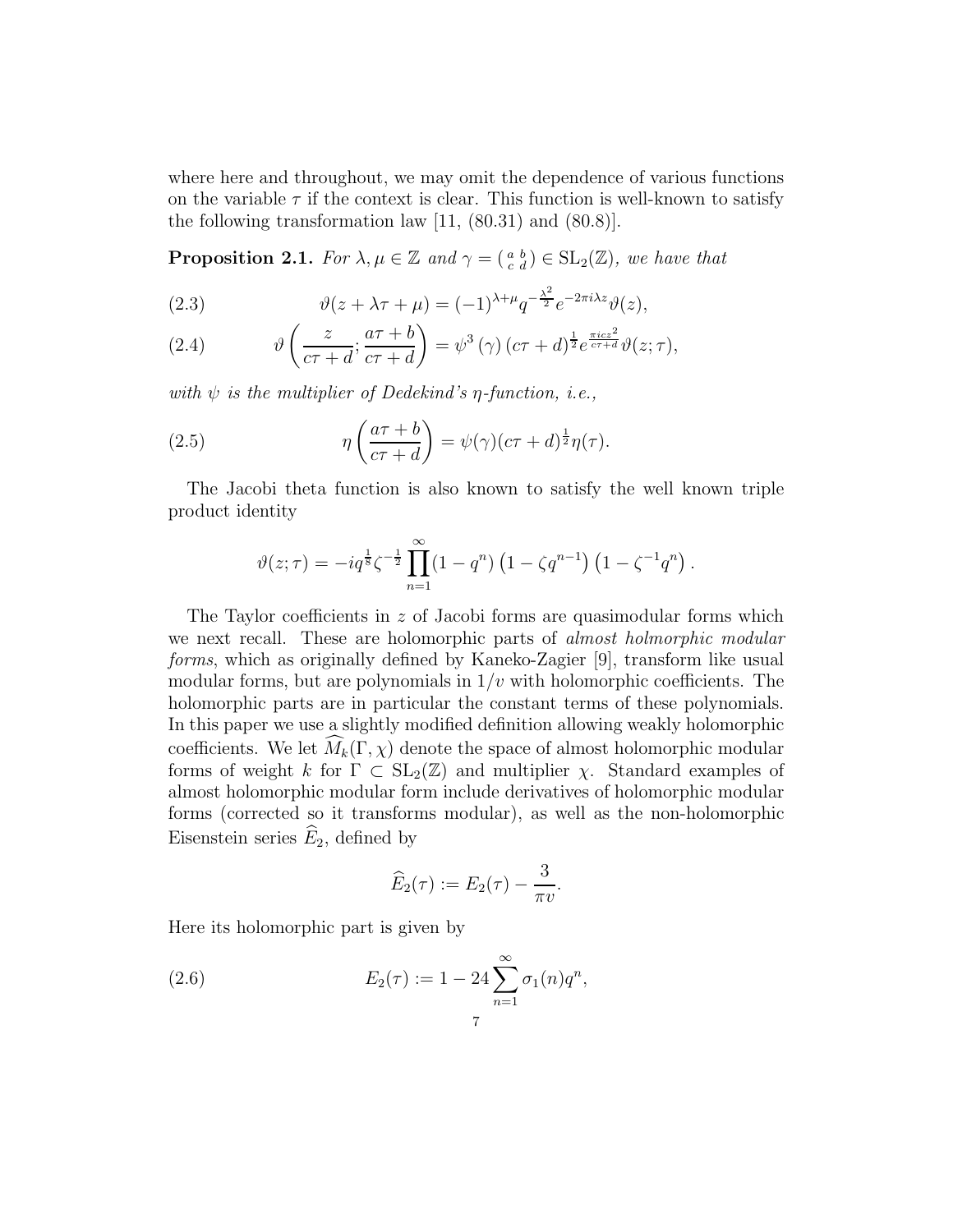where here and throughout, we may omit the dependence of various functions on the variable $\tau$ if the context is clear. This function is well-known to satisfy the following transformation law [11, (80.31) and (80.8)].

**Proposition 2.1.** *For $\lambda, \mu \in \mathbb{Z}$ and $\gamma = \left(\begin{smallmatrix} a & b \\ c & d \end{smallmatrix}\right) \in \mathrm{SL}_2(\mathbb{Z})$, we have that*

$$\vartheta(z + \lambda\tau + \mu) = (-1)^{\lambda+\mu} q^{-\frac{\lambda^2}{2}} e^{-2\pi i \lambda z} \vartheta(z), \tag{2.3}$$

$$\vartheta\left(\frac{z}{c\tau+d}; \frac{a\tau+b}{c\tau+d}\right) = \psi^3(\gamma)(c\tau+d)^{\frac{1}{2}} e^{\frac{\pi i c z^2}{c\tau+d}} \vartheta(z;\tau), \tag{2.4}$$

*with $\psi$ is the multiplier of Dedekind's $\eta$-function, i.e.,*

$$\eta\left(\frac{a\tau+b}{c\tau+d}\right) = \psi(\gamma)(c\tau+d)^{\frac{1}{2}} \eta(\tau). \tag{2.5}$$

The Jacobi theta function is also known to satisfy the well known triple product identity

$$\vartheta(z;\tau) = -iq^{\frac{1}{8}} \zeta^{-\frac{1}{2}} \prod_{n=1}^{\infty} (1-q^n)\left(1-\zeta q^{n-1}\right)\left(1-\zeta^{-1} q^n\right).$$

The Taylor coefficients in $z$ of Jacobi forms are quasimodular forms which we next recall. These are holomorphic parts of *almost holmorphic modular forms*, which as originally defined by Kaneko-Zagier [9], transform like usual modular forms, but are polynomials in $1/v$ with holomorphic coefficients. The holomorphic parts are in particular the constant terms of these polynomials. In this paper we use a slightly modified definition allowing weakly holomorphic coefficients. We let $\widehat{M}_k(\Gamma, \chi)$ denote the space of almost holomorphic modular forms of weight $k$ for $\Gamma \subset \mathrm{SL}_2(\mathbb{Z})$ and multiplier $\chi$. Standard examples of almost holomorphic modular form include derivatives of holomorphic modular forms (corrected so it transforms modular), as well as the non-holomorphic Eisenstein series $\widehat{E}_2$, defined by

$$\widehat{E}_2(\tau) := E_2(\tau) - \frac{3}{\pi v}.$$

Here its holomorphic part is given by

$$E_2(\tau) := 1 - 24 \sum_{n=1}^{\infty} \sigma_1(n) q^n, \tag{2.6}$$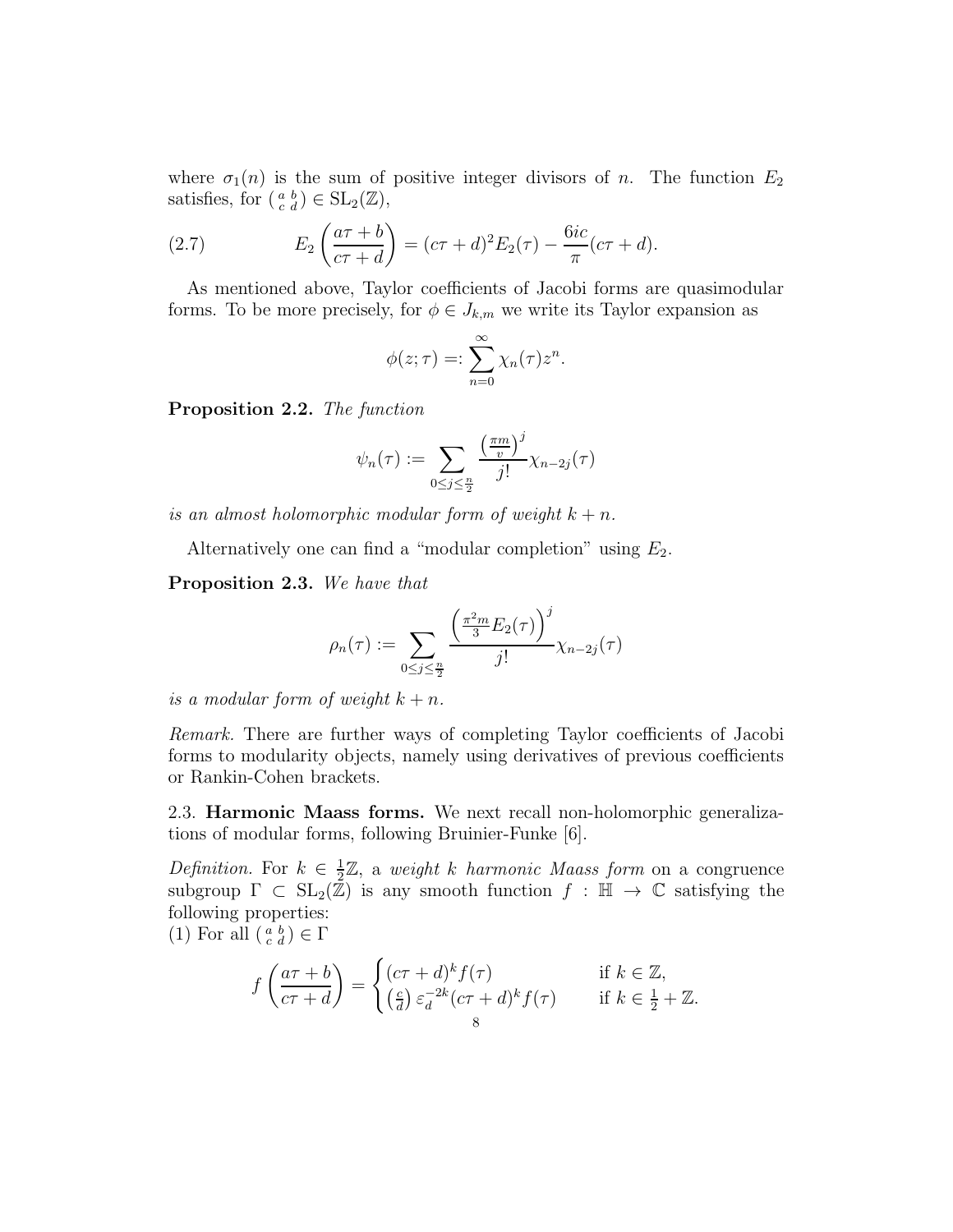where $\sigma_1(n)$ is the sum of positive integer divisors of $n$. The function $E_2$ satisfies, for $\left(\begin{smallmatrix} a & b \\ c & d \end{smallmatrix}\right) \in \mathrm{SL}_2(\mathbb{Z})$,

$$E_2\left(\frac{a\tau+b}{c\tau+d}\right) = (c\tau+d)^2 E_2(\tau) - \frac{6ic}{\pi}(c\tau+d). \tag{2.7}$$

As mentioned above, Taylor coefficients of Jacobi forms are quasimodular forms. To be more precisely, for $\phi \in J_{k,m}$ we write its Taylor expansion as

$$\phi(z;\tau) =: \sum_{n=0}^{\infty} \chi_n(\tau) z^n.$$

**Proposition 2.2.** *The function*

$$\psi_n(\tau) := \sum_{0 \leq j \leq \frac{n}{2}} \frac{\left(\frac{\pi m}{v}\right)^j}{j!} \chi_{n-2j}(\tau)$$

*is an almost holomorphic modular form of weight $k+n$.*

Alternatively one can find a "modular completion" using $E_2$.

**Proposition 2.3.** *We have that*

$$\rho_n(\tau) := \sum_{0 \leq j \leq \frac{n}{2}} \frac{\left(\frac{\pi^2 m}{3} E_2(\tau)\right)^j}{j!} \chi_{n-2j}(\tau)$$

*is a modular form of weight $k+n$.*

*Remark.* There are further ways of completing Taylor coefficients of Jacobi forms to modularity objects, namely using derivatives of previous coefficients or Rankin-Cohen brackets.

### 2.3. Harmonic Maass forms.

We next recall non-holomorphic generalizations of modular forms, following Bruinier-Funke [6].

*Definition.* For $k \in \frac{1}{2}\mathbb{Z}$, a *weight $k$ harmonic Maass form* on a congruence subgroup $\Gamma \subset \mathrm{SL}_2(\mathbb{Z})$ is any smooth function $f : \mathbb{H} \to \mathbb{C}$ satisfying the following properties:
(1) For all $\left(\begin{smallmatrix} a & b \\ c & d \end{smallmatrix}\right) \in \Gamma$

$$f\left(\frac{a\tau+b}{c\tau+d}\right) = \begin{cases} (c\tau+d)^k f(\tau) & \text{if } k \in \mathbb{Z}, \\ \left(\frac{c}{d}\right) \varepsilon_d^{-2k} (c\tau+d)^k f(\tau) & \text{if } k \in \frac{1}{2}+\mathbb{Z}. \end{cases}$$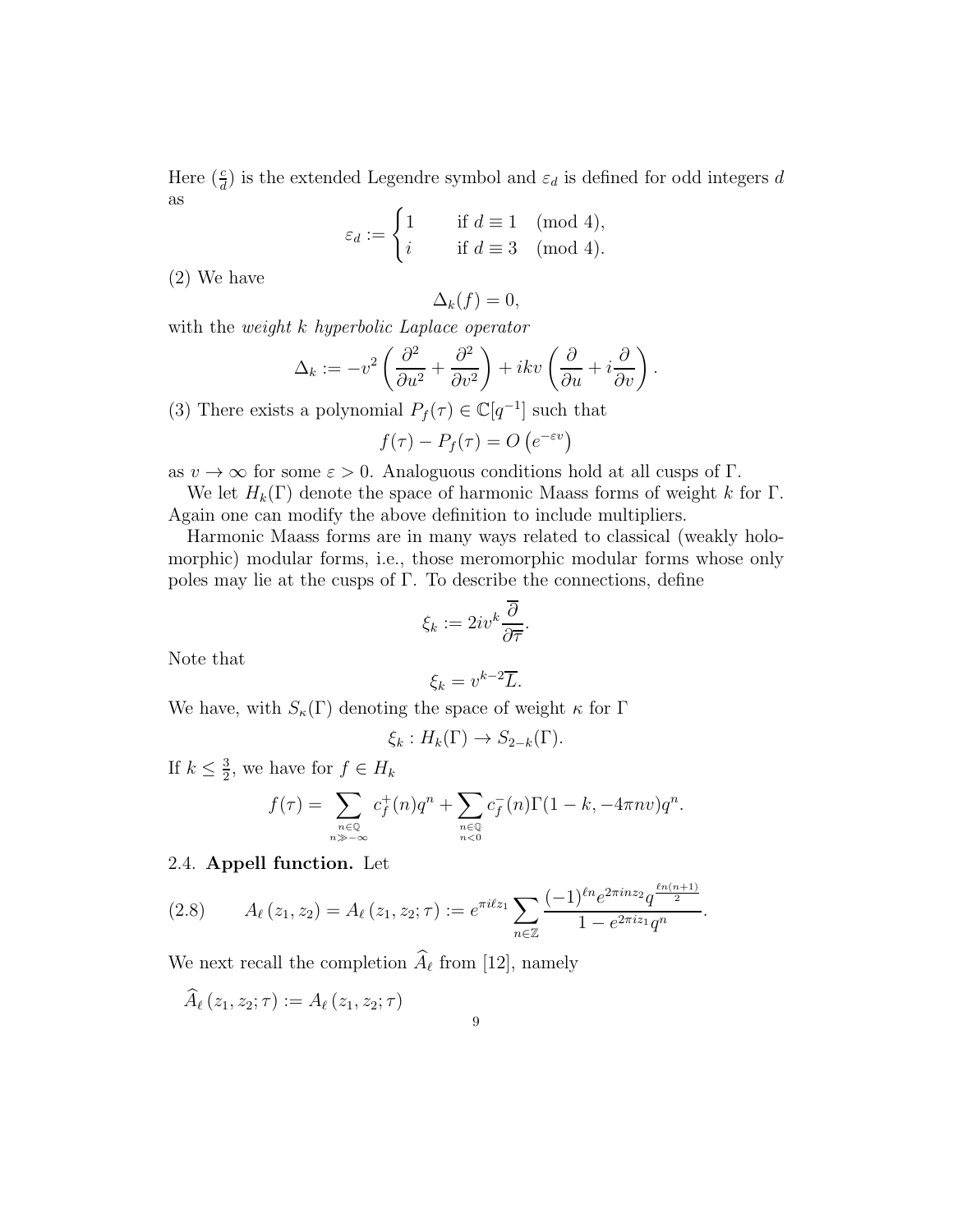Here $\left(\frac{c}{d}\right)$ is the extended Legendre symbol and $\varepsilon_d$ is defined for odd integers $d$ as

$$\varepsilon_d := \begin{cases} 1 & \text{if } d \equiv 1 \pmod{4}, \\ i & \text{if } d \equiv 3 \pmod{4}. \end{cases}$$

(2) We have

$$\Delta_k(f) = 0,$$

with the *weight $k$ hyperbolic Laplace operator*

$$\Delta_k := -v^2\left(\frac{\partial^2}{\partial u^2} + \frac{\partial^2}{\partial v^2}\right) + ikv\left(\frac{\partial}{\partial u} + i\frac{\partial}{\partial v}\right).$$

(3) There exists a polynomial $P_f(\tau) \in \mathbb{C}[q^{-1}]$ such that

$$f(\tau) - P_f(\tau) = O\left(e^{-\varepsilon v}\right)$$

as $v \to \infty$ for some $\varepsilon > 0$. Analoguous conditions hold at all cusps of $\Gamma$.

We let $H_k(\Gamma)$ denote the space of harmonic Maass forms of weight $k$ for $\Gamma$. Again one can modify the above definition to include multipliers.

Harmonic Maass forms are in many ways related to classical (weakly holomorphic) modular forms, i.e., those meromorphic modular forms whose only poles may lie at the cusps of $\Gamma$. To describe the connections, define

$$\xi_k := 2iv^k\overline{\frac{\partial}{\partial\overline{\tau}}}.$$

Note that

$$\xi_k = v^{k-2}\overline{L}.$$

We have, with $S_\kappa(\Gamma)$ denoting the space of weight $\kappa$ for $\Gamma$

$$\xi_k : H_k(\Gamma) \to S_{2-k}(\Gamma).$$

If $k \leq \frac{3}{2}$, we have for $f \in H_k$

$$f(\tau) = \sum_{\substack{n\in\mathbb{Q} \\ n\gg-\infty}} c_f^+(n)q^n + \sum_{\substack{n\in\mathbb{Q} \\ n<0}} c_f^-(n)\Gamma(1-k, -4\pi nv)q^n.$$

### 2.4. Appell function.

Let

$$A_\ell\left(z_1, z_2\right) = A_\ell\left(z_1, z_2; \tau\right) := e^{\pi i\ell z_1}\sum_{n\in\mathbb{Z}}\frac{(-1)^{\ell n}e^{2\pi inz_2}q^{\frac{\ell n(n+1)}{2}}}{1 - e^{2\pi iz_1}q^n}. \tag{2.8}$$

We next recall the completion $\widehat{A}_\ell$ from [12], namely

$$\widehat{A}_\ell\left(z_1, z_2; \tau\right) := A_\ell\left(z_1, z_2; \tau\right)$$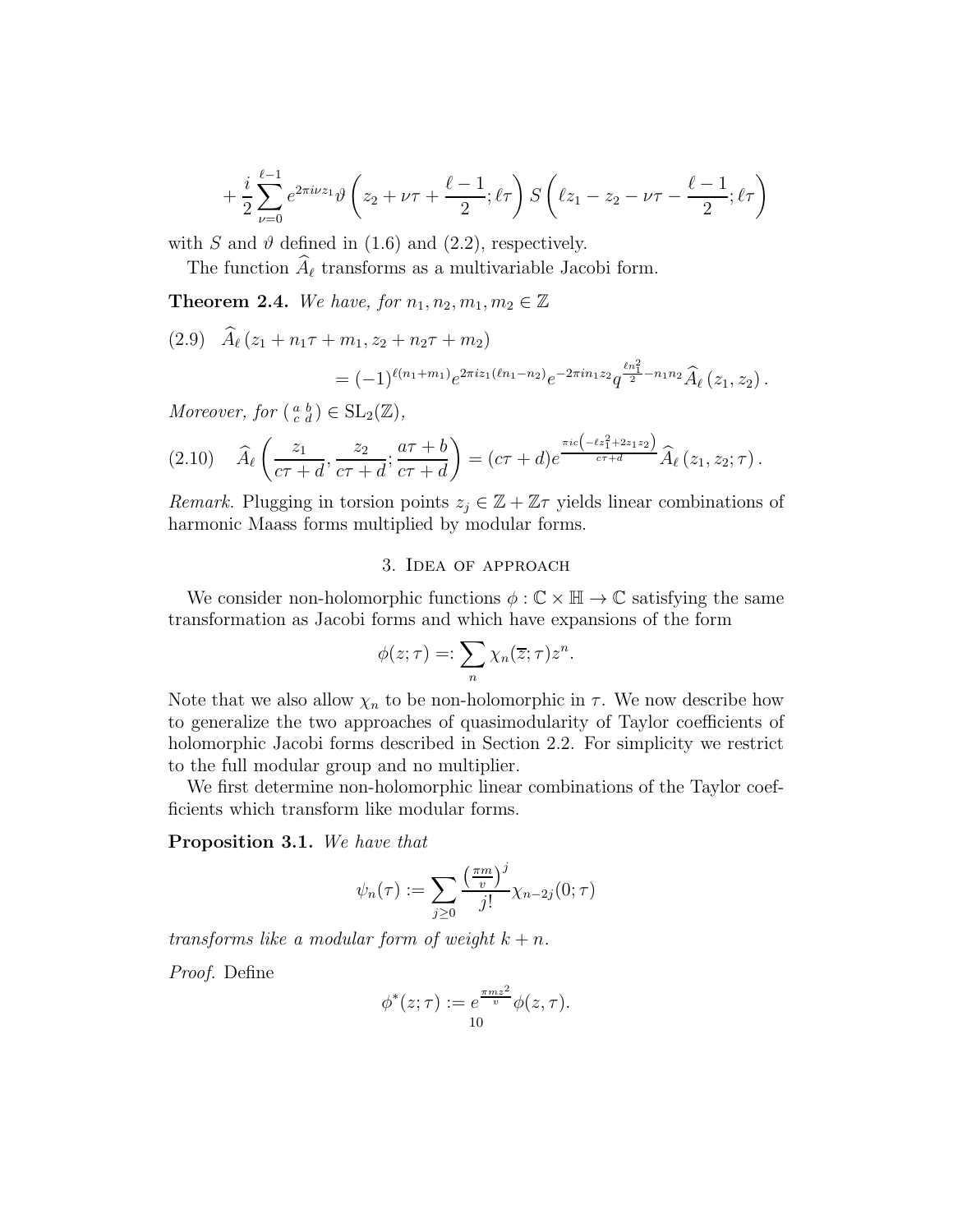$$+\frac{i}{2}\sum_{\nu=0}^{\ell-1} e^{2\pi i\nu z_1}\vartheta\left(z_2+\nu\tau+\frac{\ell-1}{2};\ell\tau\right) S\left(\ell z_1 - z_2 - \nu\tau - \frac{\ell-1}{2};\ell\tau\right)$$

with $S$ and $\vartheta$ defined in (1.6) and (2.2), respectively.

The function $\widehat{A}_\ell$ transforms as a multivariable Jacobi form.

**Theorem 2.4.** *We have, for $n_1, n_2, m_1, m_2 \in \mathbb{Z}$*

$$\text{(2.9)}\quad \widehat{A}_\ell\left(z_1+n_1\tau+m_1, z_2+n_2\tau+m_2\right) = (-1)^{\ell(n_1+m_1)} e^{2\pi i z_1(\ell n_1 - n_2)} e^{-2\pi i n_1 z_2} q^{\frac{\ell n_1^2}{2} - n_1 n_2} \widehat{A}_\ell\left(z_1, z_2\right).$$

*Moreover, for $\left(\begin{smallmatrix} a & b \\ c & d\end{smallmatrix}\right) \in \mathrm{SL}_2(\mathbb{Z})$,*

$$\text{(2.10)}\quad \widehat{A}_\ell\left(\frac{z_1}{c\tau+d}, \frac{z_2}{c\tau+d}; \frac{a\tau+b}{c\tau+d}\right) = (c\tau+d) e^{\frac{\pi i c\left(-\ell z_1^2 + 2z_1 z_2\right)}{c\tau+d}} \widehat{A}_\ell\left(z_1, z_2;\tau\right).$$

*Remark.* Plugging in torsion points $z_j \in \mathbb{Z}+\mathbb{Z}\tau$ yields linear combinations of harmonic Maass forms multiplied by modular forms.

## 3. Idea of approach

We consider non-holomorphic functions $\phi : \mathbb{C}\times\mathbb{H} \to \mathbb{C}$ satisfying the same transformation as Jacobi forms and which have expansions of the form

$$\phi(z;\tau) =: \sum_n \chi_n(\overline{z};\tau) z^n.$$

Note that we also allow $\chi_n$ to be non-holomorphic in $\tau$. We now describe how to generalize the two approaches of quasimodularity of Taylor coefficients of holomorphic Jacobi forms described in Section 2.2. For simplicity we restrict to the full modular group and no multiplier.

We first determine non-holomorphic linear combinations of the Taylor coefficients which transform like modular forms.

**Proposition 3.1.** *We have that*

$$\psi_n(\tau) := \sum_{j\geq 0} \frac{\left(\frac{\pi m}{v}\right)^j}{j!} \chi_{n-2j}(0;\tau)$$

*transforms like a modular form of weight $k+n$.*

*Proof.* Define

$$\phi^*(z;\tau) := e^{\frac{\pi m z^2}{v}} \phi(z,\tau).$$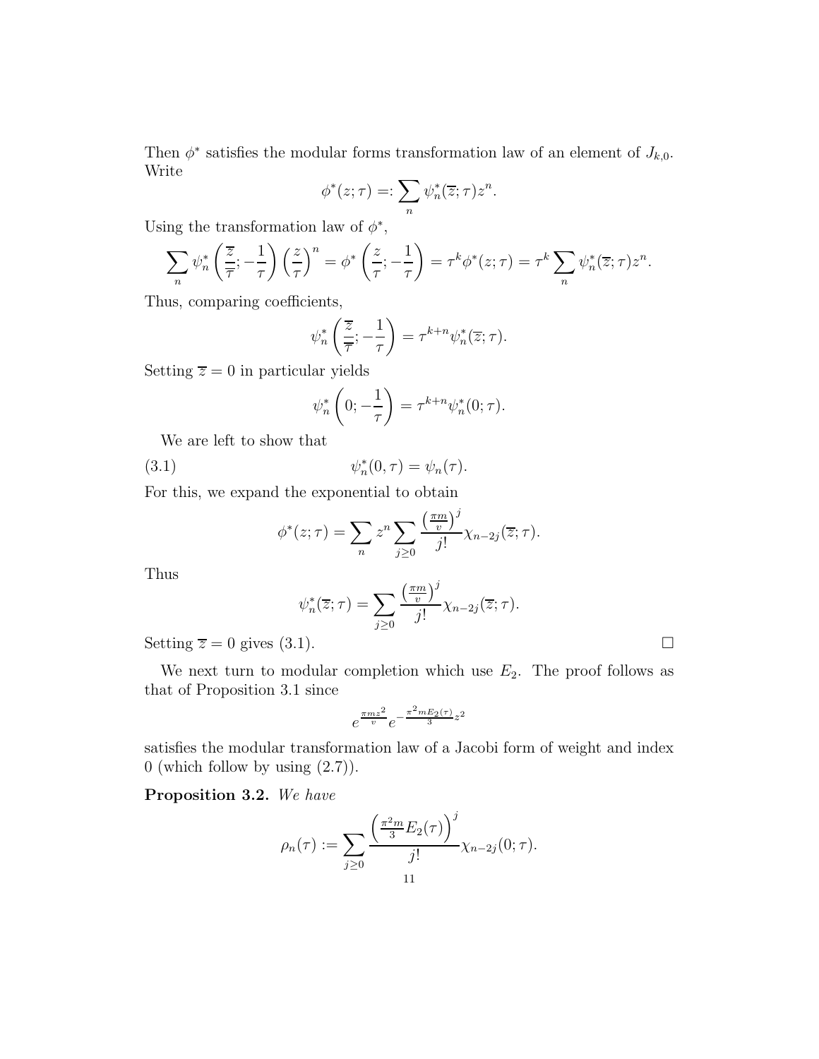Then $\phi^*$ satisfies the modular forms transformation law of an element of $J_{k,0}$. Write

$$\phi^*(z;\tau) =: \sum_n \psi_n^*(\overline{z};\tau) z^n.$$

Using the transformation law of $\phi^*$,

$$\sum_n \psi_n^*\left(\frac{\overline{z}}{\overline{\tau}}; -\frac{1}{\tau}\right)\left(\frac{z}{\tau}\right)^n = \phi^*\left(\frac{z}{\tau}; -\frac{1}{\tau}\right) = \tau^k \phi^*(z;\tau) = \tau^k \sum_n \psi_n^*(\overline{z};\tau) z^n.$$

Thus, comparing coefficients,

$$\psi_n^*\left(\frac{\overline{z}}{\overline{\tau}}; -\frac{1}{\tau}\right) = \tau^{k+n}\psi_n^*(\overline{z};\tau).$$

Setting $\overline{z} = 0$ in particular yields

$$\psi_n^*\left(0; -\frac{1}{\tau}\right) = \tau^{k+n}\psi_n^*(0;\tau).$$

We are left to show that

$$\psi_n^*(0,\tau) = \psi_n(\tau). \tag{3.1}$$

For this, we expand the exponential to obtain

$$\phi^*(z;\tau) = \sum_n z^n \sum_{j\geq 0} \frac{\left(\frac{\pi m}{v}\right)^j}{j!}\chi_{n-2j}(\overline{z};\tau).$$

Thus

$$\psi_n^*(\overline{z};\tau) = \sum_{j\geq 0} \frac{\left(\frac{\pi m}{v}\right)^j}{j!}\chi_{n-2j}(\overline{z};\tau).$$

Setting $\overline{z} = 0$ gives (3.1). $\square$

We next turn to modular completion which use $E_2$. The proof follows as that of Proposition 3.1 since

$$e^{\frac{\pi m z^2}{v}} e^{-\frac{\pi^2 m E_2(\tau)}{3}z^2}$$

satisfies the modular transformation law of a Jacobi form of weight and index 0 (which follow by using (2.7)).

**Proposition 3.2.** *We have*

$$\rho_n(\tau) := \sum_{j\geq 0} \frac{\left(\frac{\pi^2 m}{3}E_2(\tau)\right)^j}{j!}\chi_{n-2j}(0;\tau).$$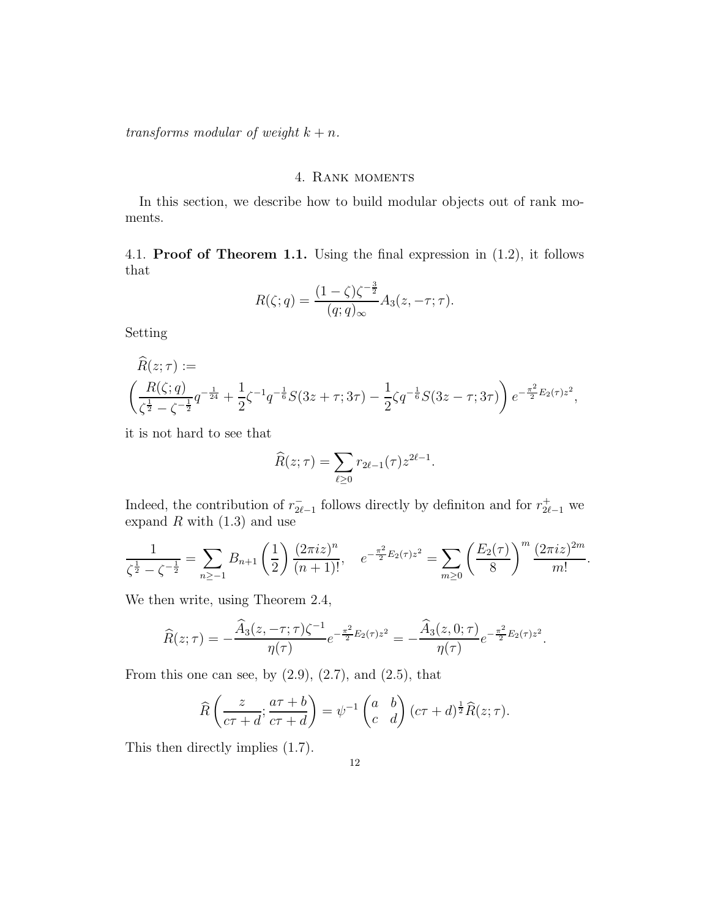*transforms modular of weight $k + n$.*

## 4. Rank moments

In this section, we describe how to build modular objects out of rank moments.

**4.1. Proof of Theorem 1.1.** Using the final expression in (1.2), it follows that

$$R(\zeta; q) = \frac{(1-\zeta)\zeta^{-\frac{3}{2}}}{(q;q)_\infty} A_3(z, -\tau; \tau).$$

Setting

$$\widehat{R}(z;\tau) := \left( \frac{R(\zeta;q)}{\zeta^{\frac{1}{2}} - \zeta^{-\frac{1}{2}}} q^{-\frac{1}{24}} + \frac{1}{2}\zeta^{-1} q^{-\frac{1}{6}} S(3z+\tau; 3\tau) - \frac{1}{2}\zeta q^{-\frac{1}{6}} S(3z - \tau; 3\tau) \right) e^{-\frac{\pi^2}{2}E_2(\tau) z^2},$$

it is not hard to see that

$$\widehat{R}(z;\tau) = \sum_{\ell \geq 0} r_{2\ell-1}(\tau) z^{2\ell-1}.$$

Indeed, the contribution of $r^-_{2\ell-1}$ follows directly by definiton and for $r^+_{2\ell-1}$ we expand $R$ with (1.3) and use

$$\frac{1}{\zeta^{\frac{1}{2}} - \zeta^{-\frac{1}{2}}} = \sum_{n \geq -1} B_{n+1}\left(\frac{1}{2}\right) \frac{(2\pi i z)^n}{(n+1)!}, \quad e^{-\frac{\pi^2}{2}E_2(\tau)z^2} = \sum_{m\geq 0} \left(\frac{E_2(\tau)}{8}\right)^m \frac{(2\pi i z)^{2m}}{m!}.$$

We then write, using Theorem 2.4,

$$\widehat{R}(z;\tau) = -\frac{\widehat{A}_3(z, -\tau; \tau)\zeta^{-1}}{\eta(\tau)} e^{-\frac{\pi^2}{2}E_2(\tau)z^2} = -\frac{\widehat{A}_3(z, 0; \tau)}{\eta(\tau)} e^{-\frac{\pi^2}{2}E_2(\tau)z^2}.$$

From this one can see, by (2.9), (2.7), and (2.5), that

$$\widehat{R}\left(\frac{z}{c\tau+d}; \frac{a\tau+b}{c\tau+d}\right) = \psi^{-1}\begin{pmatrix} a & b \\ c & d \end{pmatrix} (c\tau+d)^{\frac{1}{2}} \widehat{R}(z;\tau).$$

This then directly implies (1.7).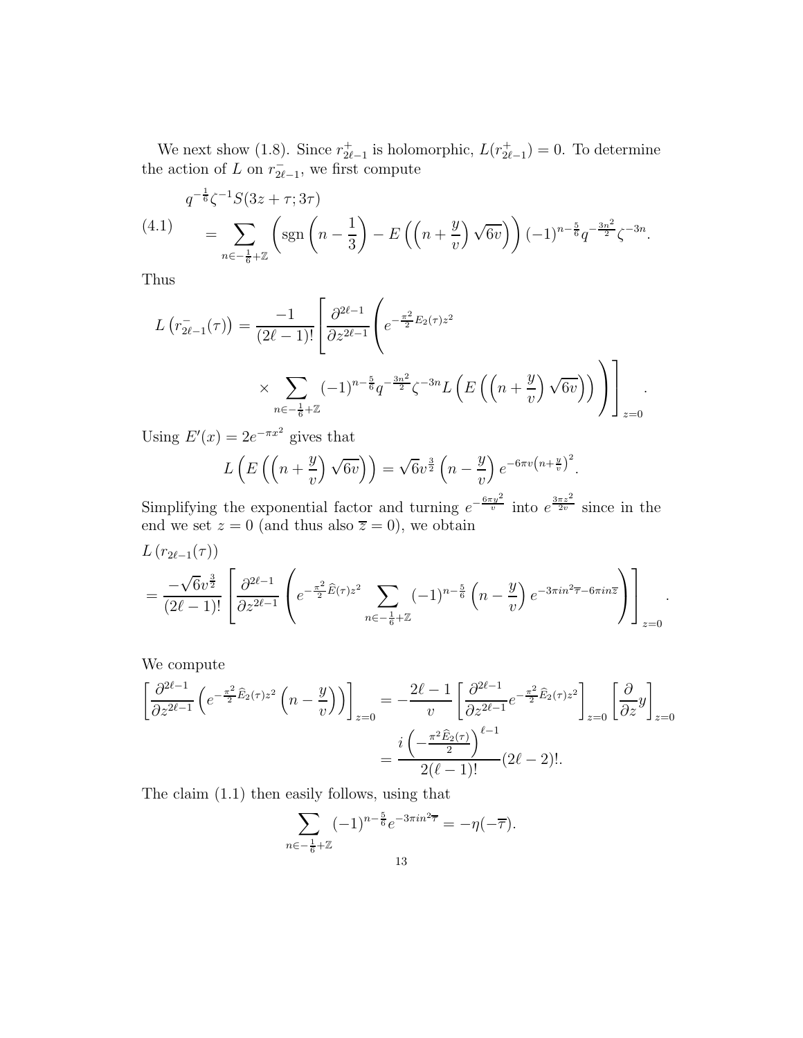We next show (1.8). Since $r^+_{2\ell-1}$ is holomorphic, $L(r^+_{2\ell-1}) = 0$. To determine the action of $L$ on $r^-_{2\ell-1}$, we first compute

$$
\begin{aligned}
&q^{-\frac{1}{6}}\zeta^{-1}S(3z+\tau;3\tau) \\
(4.1)\qquad &= \sum_{n\in -\frac{1}{6}+\mathbb{Z}} \left(\operatorname{sgn}\left(n-\frac{1}{3}\right) - E\left(\left(n+\frac{y}{v}\right)\sqrt{6v}\right)\right)(-1)^{n-\frac{5}{6}} q^{-\frac{3n^2}{2}}\zeta^{-3n}.
\end{aligned}
$$

Thus

$$
\begin{aligned}
L\left(r^-_{2\ell-1}(\tau)\right) = \frac{-1}{(2\ell-1)!}\Bigg[\frac{\partial^{2\ell-1}}{\partial z^{2\ell-1}}\Bigg(&e^{-\frac{\pi^2}{2}E_2(\tau)z^2} \\
&\times \sum_{n\in -\frac{1}{6}+\mathbb{Z}} (-1)^{n-\frac{5}{6}} q^{-\frac{3n^2}{2}}\zeta^{-3n} L\left(E\left(\left(n+\frac{y}{v}\right)\sqrt{6v}\right)\right)\Bigg)\Bigg]_{z=0}.
\end{aligned}
$$

Using $E'(x) = 2e^{-\pi x^2}$ gives that

$$
L\left(E\left(\left(n+\frac{y}{v}\right)\sqrt{6v}\right)\right) = \sqrt{6}v^{\frac{3}{2}}\left(n-\frac{y}{v}\right)e^{-6\pi v\left(n+\frac{y}{v}\right)^2}.
$$

Simplifying the exponential factor and turning $e^{-\frac{6\pi y^2}{v}}$ into $e^{\frac{3\pi z^2}{2v}}$ since in the end we set $z=0$ (and thus also $\overline{z}=0$), we obtain

$$
\begin{aligned}
&L\left(r_{2\ell-1}(\tau)\right) \\
&= \frac{-\sqrt{6}v^{\frac{3}{2}}}{(2\ell-1)!}\left[\frac{\partial^{2\ell-1}}{\partial z^{2\ell-1}}\left(e^{-\frac{\pi^2}{2}\widehat{E}(\tau)z^2}\sum_{n\in -\frac{1}{6}+\mathbb{Z}}(-1)^{n-\frac{5}{6}}\left(n-\frac{y}{v}\right)e^{-3\pi i n^2\overline{\tau}-6\pi i n\overline{z}}\right)\right]_{z=0}.
\end{aligned}
$$

We compute

$$
\begin{aligned}
\left[\frac{\partial^{2\ell-1}}{\partial z^{2\ell-1}}\left(e^{-\frac{\pi^2}{2}\widehat{E}_2(\tau)z^2}\left(n-\frac{y}{v}\right)\right)\right]_{z=0} &= -\frac{2\ell-1}{v}\left[\frac{\partial^{2\ell-1}}{\partial z^{2\ell-1}}e^{-\frac{\pi^2}{2}\widehat{E}_2(\tau)z^2}\right]_{z=0}\left[\frac{\partial}{\partial z}y\right]_{z=0} \\
&= \frac{i\left(-\frac{\pi^2\widehat{E}_2(\tau)}{2}\right)^{\ell-1}}{2(\ell-1)!}(2\ell-2)!.
\end{aligned}
$$

The claim (1.1) then easily follows, using that

$$
\sum_{n\in -\frac{1}{6}+\mathbb{Z}}(-1)^{n-\frac{5}{6}}e^{-3\pi i n^2\overline{\tau}} = -\eta(-\overline{\tau}).
$$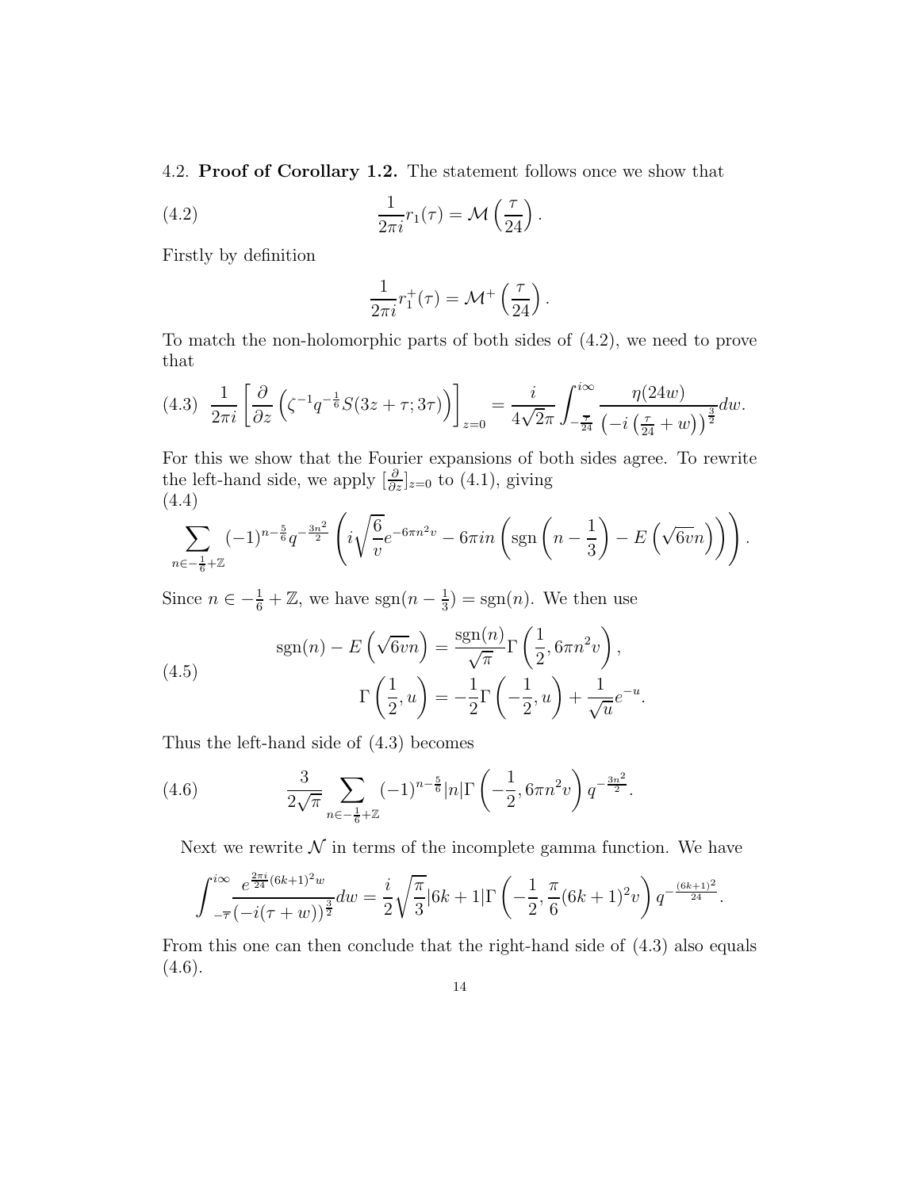4.2. **Proof of Corollary 1.2.** The statement follows once we show that

$$\frac{1}{2\pi i} r_1(\tau) = \mathcal{M}\left(\frac{\tau}{24}\right). \tag{4.2}$$

Firstly by definition

$$\frac{1}{2\pi i} r_1^+(\tau) = \mathcal{M}^+\left(\frac{\tau}{24}\right).$$

To match the non-holomorphic parts of both sides of (4.2), we need to prove that

$$\frac{1}{2\pi i}\left[\frac{\partial}{\partial z}\left(\zeta^{-1} q^{-\frac{1}{6}} S(3z+\tau; 3\tau)\right)\right]_{z=0} = \frac{i}{4\sqrt{2}\pi}\int_{-\frac{\overline{\tau}}{24}}^{i\infty} \frac{\eta(24w)}{\left(-i\left(\frac{\tau}{24}+w\right)\right)^{\frac{3}{2}}} dw. \tag{4.3}$$

For this we show that the Fourier expansions of both sides agree. To rewrite the left-hand side, we apply $[\frac{\partial}{\partial z}]_{z=0}$ to (4.1), giving

$$\sum_{n \in -\frac{1}{6}+\mathbb{Z}} (-1)^{n-\frac{5}{6}} q^{-\frac{3n^2}{2}} \left( i\sqrt{\frac{6}{v}} e^{-6\pi n^2 v} - 6\pi i n \left( \operatorname{sgn}\left(n - \frac{1}{3}\right) - E\left(\sqrt{6v} n\right)\right)\right). \tag{4.4}$$

Since $n \in -\frac{1}{6}+\mathbb{Z}$, we have $\operatorname{sgn}(n-\frac{1}{3}) = \operatorname{sgn}(n)$. We then use

$$\begin{aligned} \operatorname{sgn}(n) - E\left(\sqrt{6v} n\right) &= \frac{\operatorname{sgn}(n)}{\sqrt{\pi}} \Gamma\left(\frac{1}{2}, 6\pi n^2 v\right), \\ \Gamma\left(\frac{1}{2}, u\right) &= -\frac{1}{2}\Gamma\left(-\frac{1}{2}, u\right) + \frac{1}{\sqrt{u}} e^{-u}. \end{aligned} \tag{4.5}$$

Thus the left-hand side of (4.3) becomes

$$\frac{3}{2\sqrt{\pi}} \sum_{n \in -\frac{1}{6}+\mathbb{Z}} (-1)^{n-\frac{5}{6}} |n| \Gamma\left(-\frac{1}{2}, 6\pi n^2 v\right) q^{-\frac{3n^2}{2}}. \tag{4.6}$$

Next we rewrite $\mathcal{N}$ in terms of the incomplete gamma function. We have

$$\int_{-\overline{\tau}}^{i\infty} \frac{e^{\frac{2\pi i}{24}(6k+1)^2 w}}{(-i(\tau+w))^{\frac{3}{2}}} dw = \frac{i}{2}\sqrt{\frac{\pi}{3}} |6k+1| \Gamma\left(-\frac{1}{2}, \frac{\pi}{6}(6k+1)^2 v\right) q^{-\frac{(6k+1)^2}{24}}.$$

From this one can then conclude that the right-hand side of (4.3) also equals (4.6).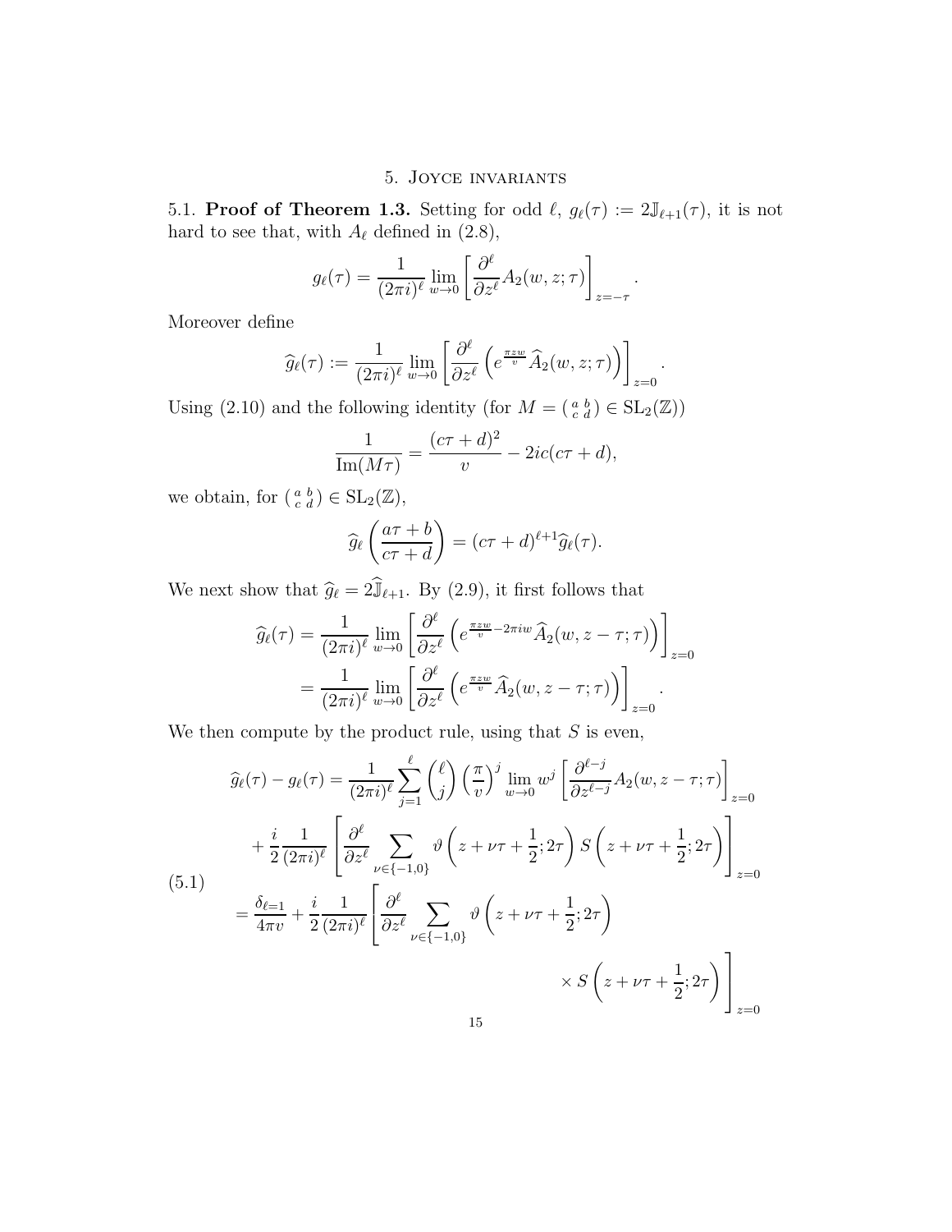## 5. Joyce invariants

5.1. **Proof of Theorem 1.3.** Setting for odd $\ell$, $g_\ell(\tau) := 2\mathbb{J}_{\ell+1}(\tau)$, it is not hard to see that, with $A_\ell$ defined in (2.8),

$$g_\ell(\tau) = \frac{1}{(2\pi i)^\ell} \lim_{w \to 0} \left[ \frac{\partial^\ell}{\partial z^\ell} A_2(w, z; \tau) \right]_{z=-\tau}.$$

Moreover define

$$\widehat{g}_\ell(\tau) := \frac{1}{(2\pi i)^\ell} \lim_{w \to 0} \left[ \frac{\partial^\ell}{\partial z^\ell} \left( e^{\frac{\pi z w}{v}} \widehat{A}_2(w, z; \tau) \right) \right]_{z=0}.$$

Using (2.10) and the following identity (for $M = \left(\begin{smallmatrix} a & b \\ c & d \end{smallmatrix}\right) \in \mathrm{SL}_2(\mathbb{Z})$)

$$\frac{1}{\mathrm{Im}(M\tau)} = \frac{(c\tau + d)^2}{v} - 2ic(c\tau + d),$$

we obtain, for $\left(\begin{smallmatrix} a & b \\ c & d \end{smallmatrix}\right) \in \mathrm{SL}_2(\mathbb{Z})$,

$$\widehat{g}_\ell \left( \frac{a\tau + b}{c\tau + d} \right) = (c\tau + d)^{\ell+1} \widehat{g}_\ell(\tau).$$

We next show that $\widehat{g}_\ell = 2\widehat{\mathbb{J}}_{\ell+1}$. By (2.9), it first follows that

$$\begin{aligned}
\widehat{g}_\ell(\tau) &= \frac{1}{(2\pi i)^\ell} \lim_{w \to 0} \left[ \frac{\partial^\ell}{\partial z^\ell} \left( e^{\frac{\pi z w}{v} - 2\pi i w} \widehat{A}_2(w, z - \tau; \tau) \right) \right]_{z=0} \\
&= \frac{1}{(2\pi i)^\ell} \lim_{w \to 0} \left[ \frac{\partial^\ell}{\partial z^\ell} \left( e^{\frac{\pi z w}{v}} \widehat{A}_2(w, z - \tau; \tau) \right) \right]_{z=0}.
\end{aligned}$$

We then compute by the product rule, using that $S$ is even,

$$\begin{aligned}
\widehat{g}_\ell(\tau) - g_\ell(\tau) &= \frac{1}{(2\pi i)^\ell} \sum_{j=1}^{\ell} \binom{\ell}{j} \left( \frac{\pi}{v} \right)^j \lim_{w \to 0} w^j \left[ \frac{\partial^{\ell-j}}{\partial z^{\ell-j}} A_2(w, z - \tau; \tau) \right]_{z=0} \\
&\quad + \frac{i}{2} \frac{1}{(2\pi i)^\ell} \left[ \frac{\partial^\ell}{\partial z^\ell} \sum_{\nu \in \{-1, 0\}} \vartheta\left( z + \nu\tau + \frac{1}{2}; 2\tau \right) S\left( z + \nu\tau + \frac{1}{2}; 2\tau \right) \right]_{z=0} \\
&= \frac{\delta_{\ell=1}}{4\pi v} + \frac{i}{2} \frac{1}{(2\pi i)^\ell} \left[ \frac{\partial^\ell}{\partial z^\ell} \sum_{\nu \in \{-1, 0\}} \vartheta\left( z + \nu\tau + \frac{1}{2}; 2\tau \right) \right. \\
&\qquad \left. \times S\left( z + \nu\tau + \frac{1}{2}; 2\tau \right) \right]_{z=0}
\end{aligned} \tag{5.1}$$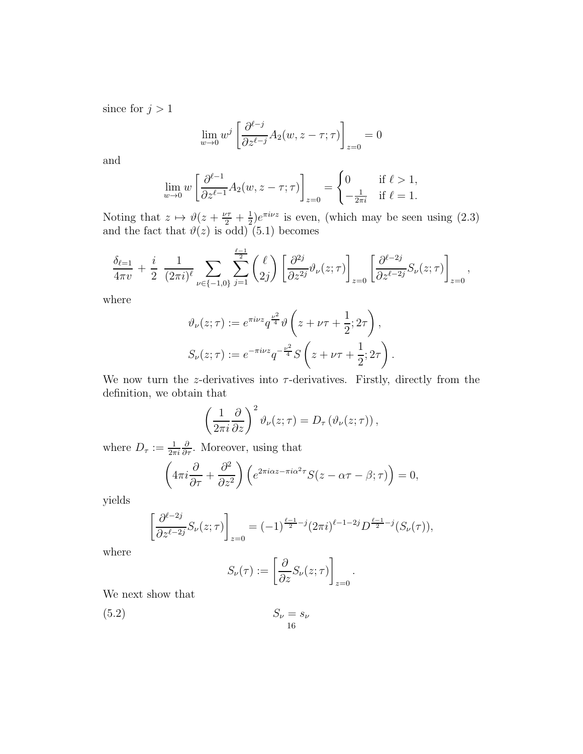since for $j > 1$

$$\lim_{w\to 0} w^j \left[\frac{\partial^{\ell-j}}{\partial z^{\ell-j}} A_2(w, z-\tau;\tau)\right]_{z=0} = 0$$

and

$$\lim_{w\to 0} w \left[\frac{\partial^{\ell-1}}{\partial z^{\ell-1}} A_2(w, z-\tau;\tau)\right]_{z=0} = \begin{cases} 0 & \text{if } \ell > 1, \\ -\frac{1}{2\pi i} & \text{if } \ell = 1. \end{cases}$$

Noting that $z \mapsto \vartheta(z + \frac{\nu\tau}{2} + \frac{1}{2})e^{\pi i\nu z}$ is even, (which may be seen using (2.3) and the fact that $\vartheta(z)$ is odd) (5.1) becomes

$$\frac{\delta_{\ell=1}}{4\pi v} + \frac{i}{2}\ \frac{1}{(2\pi i)^\ell} \sum_{\nu\in\{-1,0\}} \sum_{j=1}^{\frac{\ell-1}{2}} \binom{\ell}{2j} \left[\frac{\partial^{2j}}{\partial z^{2j}} \vartheta_\nu(z;\tau)\right]_{z=0} \left[\frac{\partial^{\ell-2j}}{\partial z^{\ell-2j}} S_\nu(z;\tau)\right]_{z=0},$$

where

$$\vartheta_\nu(z;\tau) := e^{\pi i\nu z} q^{\frac{\nu^2}{4}} \vartheta\left(z + \nu\tau + \frac{1}{2}; 2\tau\right),$$
$$S_\nu(z;\tau) := e^{-\pi i\nu z} q^{-\frac{\nu^2}{4}} S\left(z + \nu\tau + \frac{1}{2}; 2\tau\right).$$

We now turn the $z$-derivatives into $\tau$-derivatives. Firstly, directly from the definition, we obtain that

$$\left(\frac{1}{2\pi i}\frac{\partial}{\partial z}\right)^2 \vartheta_\nu(z;\tau) = D_\tau\left(\vartheta_\nu(z;\tau)\right),$$

where $D_\tau := \frac{1}{2\pi i}\frac{\partial}{\partial \tau}$. Moreover, using that

$$\left(4\pi i\frac{\partial}{\partial \tau} + \frac{\partial^2}{\partial z^2}\right)\left(e^{2\pi i\alpha z - \pi i\alpha^2\tau} S(z - \alpha\tau - \beta;\tau)\right) = 0,$$

yields

$$\left[\frac{\partial^{\ell-2j}}{\partial z^{\ell-2j}} S_\nu(z;\tau)\right]_{z=0} = (-1)^{\frac{\ell-1}{2}-j} (2\pi i)^{\ell-1-2j} D^{\frac{\ell-1}{2}-j}(S_\nu(\tau)),$$

where

$$S_\nu(\tau) := \left[\frac{\partial}{\partial z} S_\nu(z;\tau)\right]_{z=0}.$$

We next show that

$$S_\nu = s_\nu \tag{5.2}$$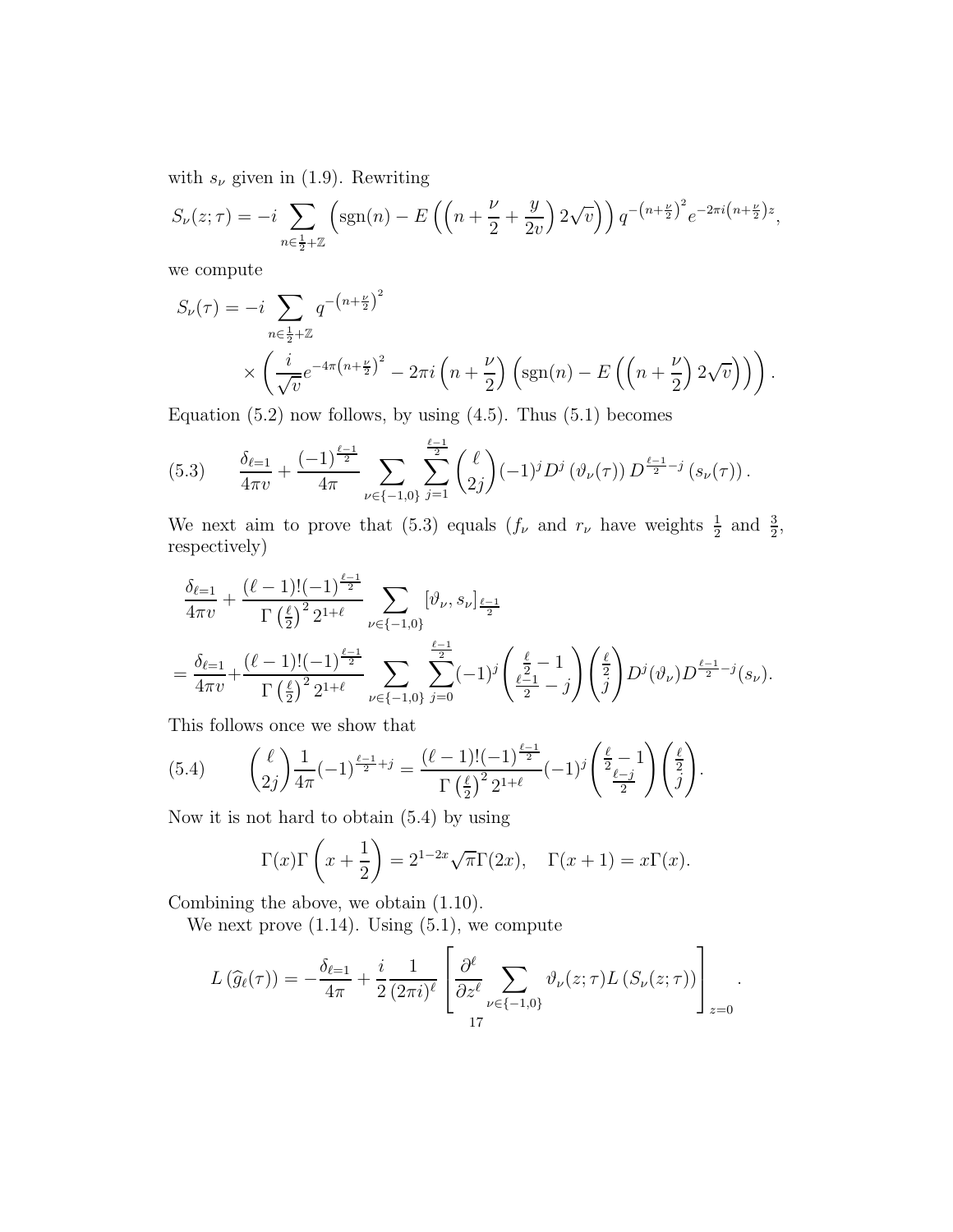with $s_\nu$ given in (1.9). Rewriting

$$S_\nu(z;\tau) = -i \sum_{n\in\frac{1}{2}+\mathbb{Z}} \left(\operatorname{sgn}(n) - E\left(\left(n+\frac{\nu}{2}+\frac{y}{2v}\right)2\sqrt{v}\right)\right) q^{-\left(n+\frac{\nu}{2}\right)^2} e^{-2\pi i\left(n+\frac{\nu}{2}\right)z},$$

we compute

$$S_\nu(\tau) = -i \sum_{n\in\frac{1}{2}+\mathbb{Z}} q^{-\left(n+\frac{\nu}{2}\right)^2} \times \left(\frac{i}{\sqrt{v}}e^{-4\pi\left(n+\frac{\nu}{2}\right)^2} - 2\pi i\left(n+\frac{\nu}{2}\right)\left(\operatorname{sgn}(n) - E\left(\left(n+\frac{\nu}{2}\right)2\sqrt{v}\right)\right)\right).$$

Equation (5.2) now follows, by using (4.5). Thus (5.1) becomes

$$\frac{\delta_{\ell=1}}{4\pi v} + \frac{(-1)^{\frac{\ell-1}{2}}}{4\pi} \sum_{\nu\in\{-1,0\}} \sum_{j=1}^{\frac{\ell-1}{2}} \binom{\ell}{2j}(-1)^j D^j\left(\vartheta_\nu(\tau)\right) D^{\frac{\ell-1}{2}-j}\left(s_\nu(\tau)\right). \tag{5.3}$$

We next aim to prove that (5.3) equals ($f_\nu$ and $r_\nu$ have weights $\frac{1}{2}$ and $\frac{3}{2}$, respectively)

$$\begin{aligned}
&\frac{\delta_{\ell=1}}{4\pi v} + \frac{(\ell-1)!(-1)^{\frac{\ell-1}{2}}}{\Gamma\left(\frac{\ell}{2}\right)^2 2^{1+\ell}} \sum_{\nu\in\{-1,0\}} \left[\vartheta_\nu, s_\nu\right]_{\frac{\ell-1}{2}} \\
&= \frac{\delta_{\ell=1}}{4\pi v} + \frac{(\ell-1)!(-1)^{\frac{\ell-1}{2}}}{\Gamma\left(\frac{\ell}{2}\right)^2 2^{1+\ell}} \sum_{\nu\in\{-1,0\}} \sum_{j=0}^{\frac{\ell-1}{2}} (-1)^j \binom{\frac{\ell}{2}-1}{\frac{\ell-1}{2}-j}\binom{\frac{\ell}{2}}{j} D^j(\vartheta_\nu) D^{\frac{\ell-1}{2}-j}(s_\nu).
\end{aligned}$$

This follows once we show that

$$\binom{\ell}{2j}\frac{1}{4\pi}(-1)^{\frac{\ell-1}{2}+j} = \frac{(\ell-1)!(-1)^{\frac{\ell-1}{2}}}{\Gamma\left(\frac{\ell}{2}\right)^2 2^{1+\ell}}(-1)^j \binom{\frac{\ell}{2}-1}{\frac{\ell-j}{2}}\binom{\frac{\ell}{2}}{j}. \tag{5.4}$$

Now it is not hard to obtain (5.4) by using

$$\Gamma(x)\Gamma\left(x+\frac{1}{2}\right) = 2^{1-2x}\sqrt{\pi}\Gamma(2x), \quad \Gamma(x+1) = x\Gamma(x).$$

Combining the above, we obtain (1.10).

We next prove (1.14). Using (5.1), we compute

$$L\left(\widehat{g}_\ell(\tau)\right) = -\frac{\delta_{\ell=1}}{4\pi} + \frac{i}{2}\frac{1}{(2\pi i)^\ell}\left[\frac{\partial^\ell}{\partial z^\ell}\sum_{\nu\in\{-1,0\}} \vartheta_\nu(z;\tau) L\left(S_\nu(z;\tau)\right)\right]_{z=0}.$$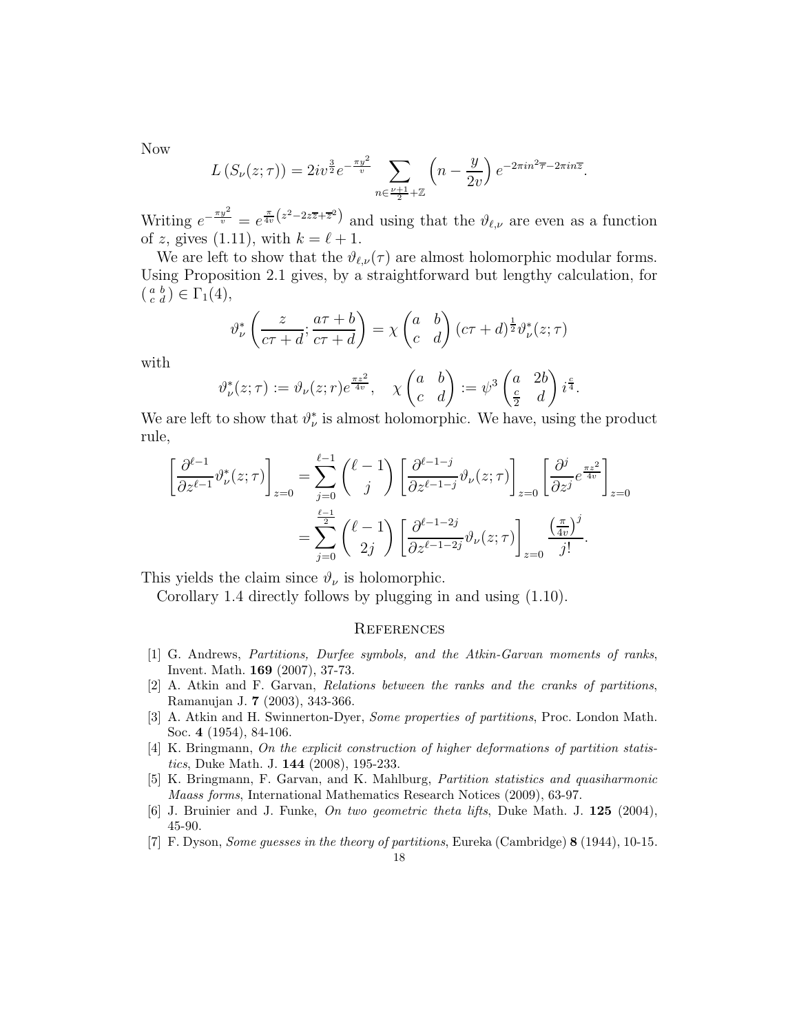Now

$$L\left(S_\nu(z;\tau)\right) = 2iv^{\frac{3}{2}} e^{-\frac{\pi y^2}{v}} \sum_{n \in \frac{\nu+1}{2}+\mathbb{Z}} \left(n - \frac{y}{2v}\right) e^{-2\pi i n^2 \overline{\tau} - 2\pi i n \overline{z}}.$$

Writing $e^{-\frac{\pi y^2}{v}} = e^{\frac{\pi}{4v}\left(z^2 - 2z\overline{z} + \overline{z}^2\right)}$ and using that the $\vartheta_{\ell,\nu}$ are even as a function of $z$, gives (1.11), with $k = \ell + 1$.

We are left to show that the $\vartheta_{\ell,\nu}(\tau)$ are almost holomorphic modular forms. Using Proposition 2.1 gives, by a straightforward but lengthy calculation, for $\left(\begin{smallmatrix} a & b \\ c & d \end{smallmatrix}\right) \in \Gamma_1(4)$,

$$\vartheta_\nu^*\left(\frac{z}{c\tau+d}; \frac{a\tau+b}{c\tau+d}\right) = \chi\begin{pmatrix} a & b \\ c & d \end{pmatrix} (c\tau+d)^{\frac{1}{2}} \vartheta_\nu^*(z;\tau)$$

with

$$\vartheta_\nu^*(z;\tau) := \vartheta_\nu(z;r) e^{\frac{\pi z^2}{4v}}, \quad \chi\begin{pmatrix} a & b \\ c & d \end{pmatrix} := \psi^3\begin{pmatrix} a & 2b \\ \frac{c}{2} & d \end{pmatrix} i^{\frac{c}{4}}.$$

We are left to show that $\vartheta_\nu^*$ is almost holomorphic. We have, using the product rule,

$$\begin{aligned}
\left[\frac{\partial^{\ell-1}}{\partial z^{\ell-1}} \vartheta_\nu^*(z;\tau)\right]_{z=0} &= \sum_{j=0}^{\ell-1} \binom{\ell-1}{j} \left[\frac{\partial^{\ell-1-j}}{\partial z^{\ell-1-j}} \vartheta_\nu(z;\tau)\right]_{z=0} \left[\frac{\partial^j}{\partial z^j} e^{\frac{\pi z^2}{4v}}\right]_{z=0} \\
&= \sum_{j=0}^{\frac{\ell-1}{2}} \binom{\ell-1}{2j} \left[\frac{\partial^{\ell-1-2j}}{\partial z^{\ell-1-2j}} \vartheta_\nu(z;\tau)\right]_{z=0} \frac{\left(\frac{\pi}{4v}\right)^j}{j!}.
\end{aligned}$$

This yields the claim since $\vartheta_\nu$ is holomorphic.

Corollary 1.4 directly follows by plugging in and using (1.10).

## References

[1] G. Andrews, *Partitions, Durfee symbols, and the Atkin-Garvan moments of ranks*, Invent. Math. **169** (2007), 37-73.

[2] A. Atkin and F. Garvan, *Relations between the ranks and the cranks of partitions*, Ramanujan J. **7** (2003), 343-366.

[3] A. Atkin and H. Swinnerton-Dyer, *Some properties of partitions*, Proc. London Math. Soc. **4** (1954), 84-106.

[4] K. Bringmann, *On the explicit construction of higher deformations of partition statistics*, Duke Math. J. **144** (2008), 195-233.

[5] K. Bringmann, F. Garvan, and K. Mahlburg, *Partition statistics and quasiharmonic Maass forms*, International Mathematics Research Notices (2009), 63-97.

[6] J. Bruinier and J. Funke, *On two geometric theta lifts*, Duke Math. J. **125** (2004), 45-90.

[7] F. Dyson, *Some guesses in the theory of partitions*, Eureka (Cambridge) **8** (1944), 10-15.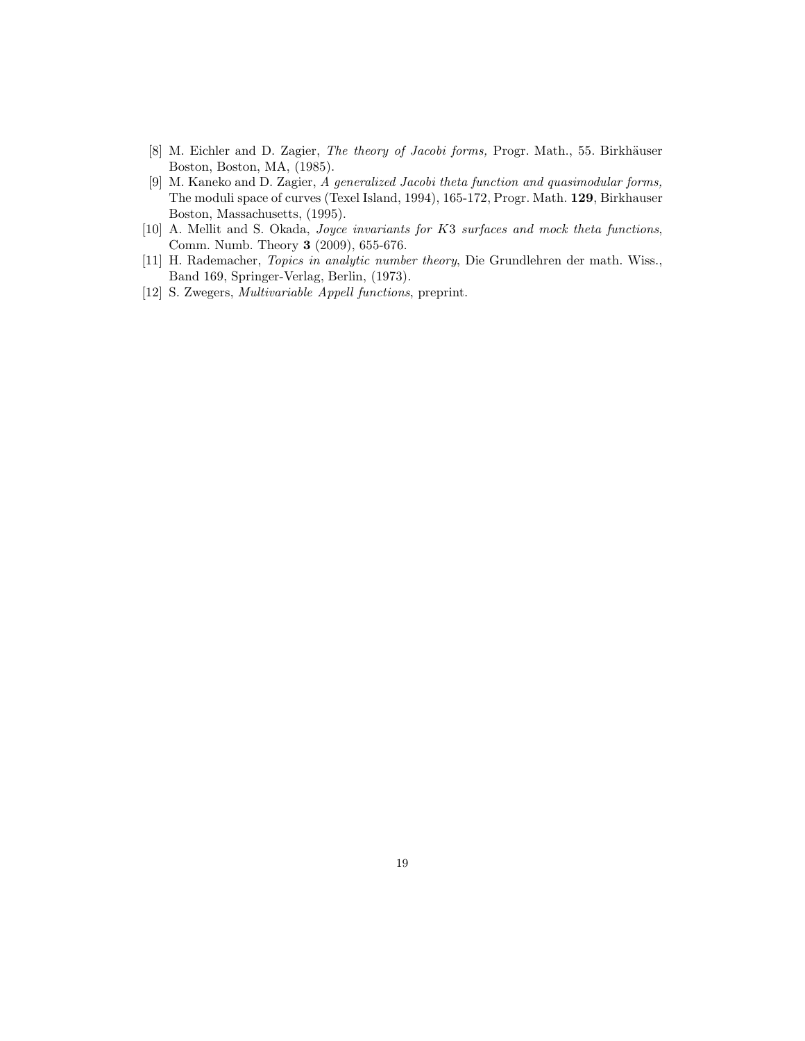[8] M. Eichler and D. Zagier, *The theory of Jacobi forms,* Progr. Math., 55. Birkhäuser Boston, Boston, MA, (1985).

[9] M. Kaneko and D. Zagier, *A generalized Jacobi theta function and quasimodular forms,* The moduli space of curves (Texel Island, 1994), 165-172, Progr. Math. **129**, Birkhauser Boston, Massachusetts, (1995).

[10] A. Mellit and S. Okada, *Joyce invariants for K3 surfaces and mock theta functions*, Comm. Numb. Theory **3** (2009), 655-676.

[11] H. Rademacher, *Topics in analytic number theory*, Die Grundlehren der math. Wiss., Band 169, Springer-Verlag, Berlin, (1973).

[12] S. Zwegers, *Multivariable Appell functions*, preprint.